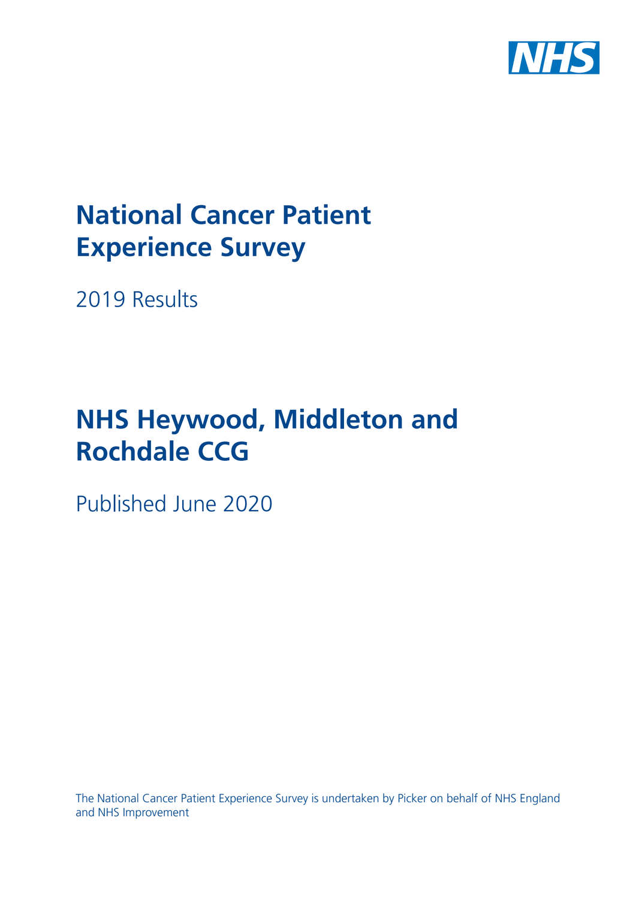NHS

# National Cancer Patient Experience Survey

2019 Results

# NHS Heywood, Middleton and Rochdale CCG

Published June 2020

The National Cancer Patient Experience Survey is undertaken by Picker on behalf of NHS England and NHS Improvement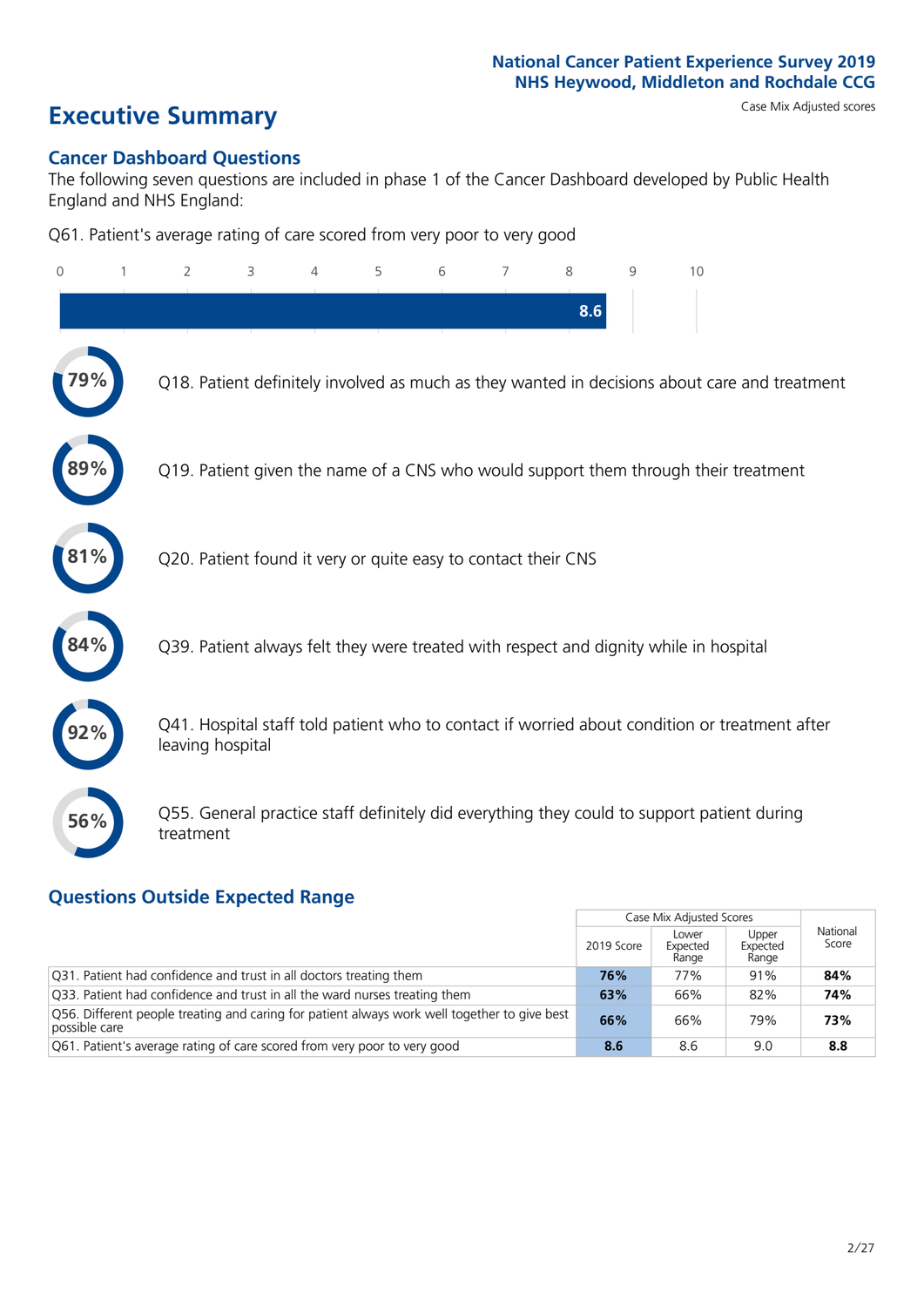# Executive Summary

National Cancer Patient Experience Survey 2019
NHS Heywood, Middleton and Rochdale CCG

Case Mix Adjusted scores

## Cancer Dashboard Questions

The following seven questions are included in phase 1 of the Cancer Dashboard developed by Public Health England and NHS England:

Q61. Patient's average rating of care scored from very poor to very good

**8.6**

**79%** Q18. Patient definitely involved as much as they wanted in decisions about care and treatment

**89%** Q19. Patient given the name of a CNS who would support them through their treatment

**81%** Q20. Patient found it very or quite easy to contact their CNS

**84%** Q39. Patient always felt they were treated with respect and dignity while in hospital

**92%** Q41. Hospital staff told patient who to contact if worried about condition or treatment after leaving hospital

**56%** Q55. General practice staff definitely did everything they could to support patient during treatment

## Questions Outside Expected Range

| | Case Mix Adjusted Scores | | | National Score |
|---|---|---|---|---|
| | 2019 Score | Lower Expected Range | Upper Expected Range | |
| Q31. Patient had confidence and trust in all doctors treating them | **76%** | 77% | 91% | **84%** |
| Q33. Patient had confidence and trust in all the ward nurses treating them | **63%** | 66% | 82% | **74%** |
| Q56. Different people treating and caring for patient always work well together to give best possible care | **66%** | 66% | 79% | **73%** |
| Q61. Patient's average rating of care scored from very poor to very good | **8.6** | 8.6 | 9.0 | **8.8** |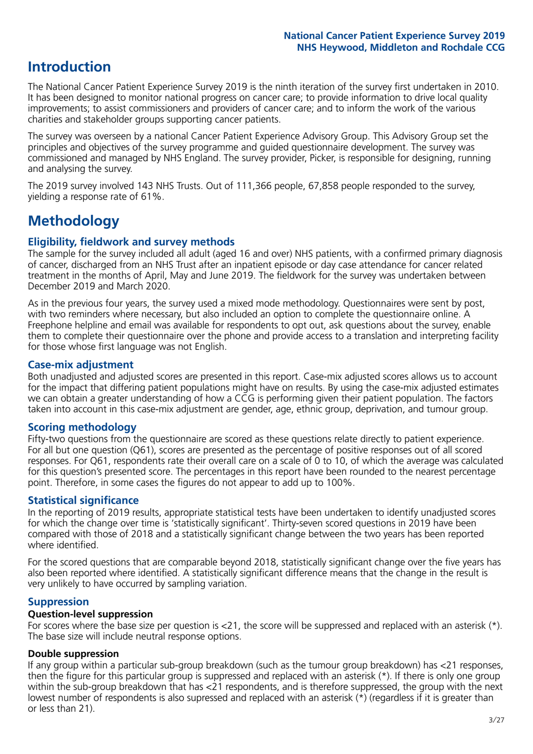# Introduction

The National Cancer Patient Experience Survey 2019 is the ninth iteration of the survey first undertaken in 2010. It has been designed to monitor national progress on cancer care; to provide information to drive local quality improvements; to assist commissioners and providers of cancer care; and to inform the work of the various charities and stakeholder groups supporting cancer patients.

The survey was overseen by a national Cancer Patient Experience Advisory Group. This Advisory Group set the principles and objectives of the survey programme and guided questionnaire development. The survey was commissioned and managed by NHS England. The survey provider, Picker, is responsible for designing, running and analysing the survey.

The 2019 survey involved 143 NHS Trusts. Out of 111,366 people, 67,858 people responded to the survey, yielding a response rate of 61%.

# Methodology

## Eligibility, fieldwork and survey methods

The sample for the survey included all adult (aged 16 and over) NHS patients, with a confirmed primary diagnosis of cancer, discharged from an NHS Trust after an inpatient episode or day case attendance for cancer related treatment in the months of April, May and June 2019. The fieldwork for the survey was undertaken between December 2019 and March 2020.

As in the previous four years, the survey used a mixed mode methodology. Questionnaires were sent by post, with two reminders where necessary, but also included an option to complete the questionnaire online. A Freephone helpline and email was available for respondents to opt out, ask questions about the survey, enable them to complete their questionnaire over the phone and provide access to a translation and interpreting facility for those whose first language was not English.

## Case-mix adjustment

Both unadjusted and adjusted scores are presented in this report. Case-mix adjusted scores allows us to account for the impact that differing patient populations might have on results. By using the case-mix adjusted estimates we can obtain a greater understanding of how a CCG is performing given their patient population. The factors taken into account in this case-mix adjustment are gender, age, ethnic group, deprivation, and tumour group.

## Scoring methodology

Fifty-two questions from the questionnaire are scored as these questions relate directly to patient experience. For all but one question (Q61), scores are presented as the percentage of positive responses out of all scored responses. For Q61, respondents rate their overall care on a scale of 0 to 10, of which the average was calculated for this question's presented score. The percentages in this report have been rounded to the nearest percentage point. Therefore, in some cases the figures do not appear to add up to 100%.

## Statistical significance

In the reporting of 2019 results, appropriate statistical tests have been undertaken to identify unadjusted scores for which the change over time is 'statistically significant'. Thirty-seven scored questions in 2019 have been compared with those of 2018 and a statistically significant change between the two years has been reported where identified.

For the scored questions that are comparable beyond 2018, statistically significant change over the five years has also been reported where identified. A statistically significant difference means that the change in the result is very unlikely to have occurred by sampling variation.

## Suppression

### Question-level suppression

For scores where the base size per question is <21, the score will be suppressed and replaced with an asterisk (*). The base size will include neutral response options.

### Double suppression

If any group within a particular sub-group breakdown (such as the tumour group breakdown) has <21 responses, then the figure for this particular group is suppressed and replaced with an asterisk (*). If there is only one group within the sub-group breakdown that has <21 respondents, and is therefore suppressed, the group with the next lowest number of respondents is also supressed and replaced with an asterisk (*) (regardless if it is greater than or less than 21).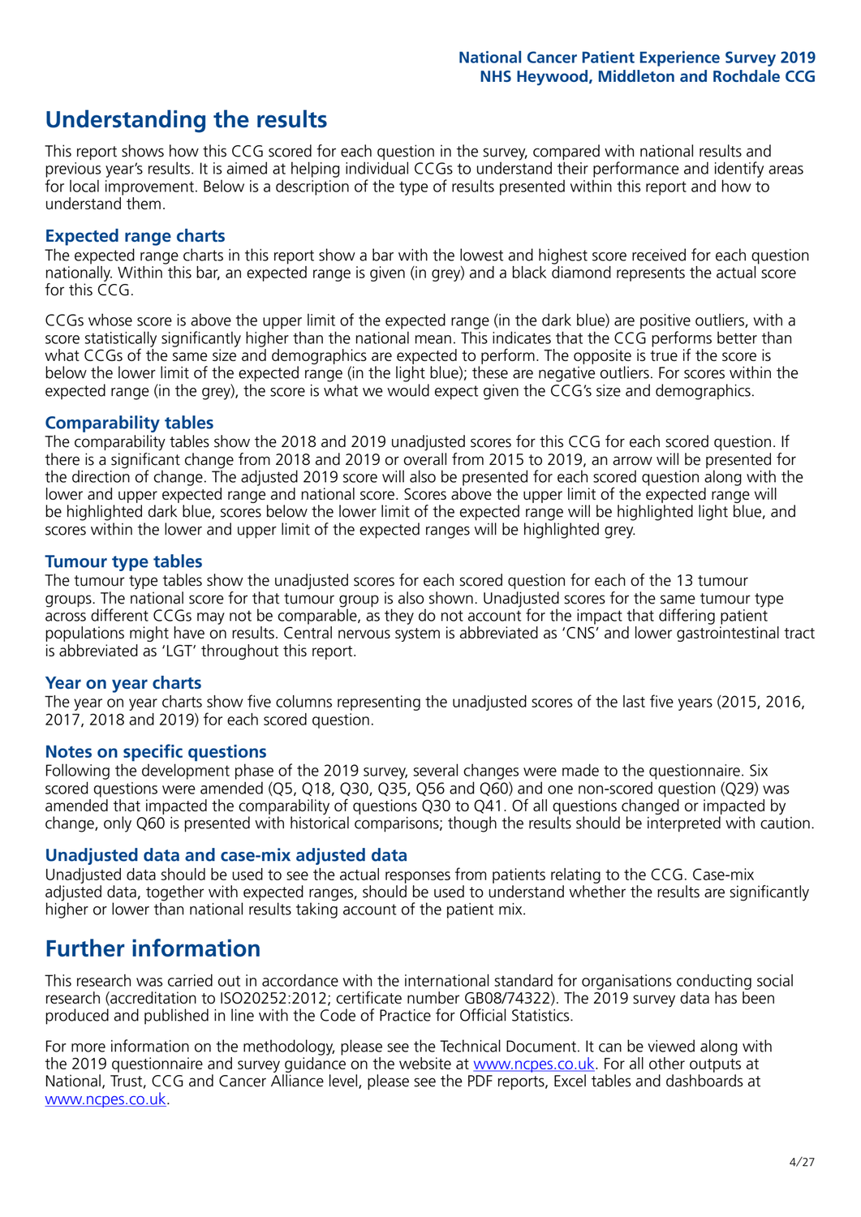## Understanding the results

This report shows how this CCG scored for each question in the survey, compared with national results and previous year's results. It is aimed at helping individual CCGs to understand their performance and identify areas for local improvement. Below is a description of the type of results presented within this report and how to understand them.

### Expected range charts

The expected range charts in this report show a bar with the lowest and highest score received for each question nationally. Within this bar, an expected range is given (in grey) and a black diamond represents the actual score for this CCG.

CCGs whose score is above the upper limit of the expected range (in the dark blue) are positive outliers, with a score statistically significantly higher than the national mean. This indicates that the CCG performs better than what CCGs of the same size and demographics are expected to perform. The opposite is true if the score is below the lower limit of the expected range (in the light blue); these are negative outliers. For scores within the expected range (in the grey), the score is what we would expect given the CCG's size and demographics.

### Comparability tables

The comparability tables show the 2018 and 2019 unadjusted scores for this CCG for each scored question. If there is a significant change from 2018 and 2019 or overall from 2015 to 2019, an arrow will be presented for the direction of change. The adjusted 2019 score will also be presented for each scored question along with the lower and upper expected range and national score. Scores above the upper limit of the expected range will be highlighted dark blue, scores below the lower limit of the expected range will be highlighted light blue, and scores within the lower and upper limit of the expected ranges will be highlighted grey.

### Tumour type tables

The tumour type tables show the unadjusted scores for each scored question for each of the 13 tumour groups. The national score for that tumour group is also shown. Unadjusted scores for the same tumour type across different CCGs may not be comparable, as they do not account for the impact that differing patient populations might have on results. Central nervous system is abbreviated as 'CNS' and lower gastrointestinal tract is abbreviated as 'LGT' throughout this report.

### Year on year charts

The year on year charts show five columns representing the unadjusted scores of the last five years (2015, 2016, 2017, 2018 and 2019) for each scored question.

### Notes on specific questions

Following the development phase of the 2019 survey, several changes were made to the questionnaire. Six scored questions were amended (Q5, Q18, Q30, Q35, Q56 and Q60) and one non-scored question (Q29) was amended that impacted the comparability of questions Q30 to Q41. Of all questions changed or impacted by change, only Q60 is presented with historical comparisons; though the results should be interpreted with caution.

### Unadjusted data and case-mix adjusted data

Unadjusted data should be used to see the actual responses from patients relating to the CCG. Case-mix adjusted data, together with expected ranges, should be used to understand whether the results are significantly higher or lower than national results taking account of the patient mix.

## Further information

This research was carried out in accordance with the international standard for organisations conducting social research (accreditation to ISO20252:2012; certificate number GB08/74322). The 2019 survey data has been produced and published in line with the Code of Practice for Official Statistics.

For more information on the methodology, please see the Technical Document. It can be viewed along with the 2019 questionnaire and survey guidance on the website at [www.ncpes.co.uk](http://www.ncpes.co.uk). For all other outputs at National, Trust, CCG and Cancer Alliance level, please see the PDF reports, Excel tables and dashboards at [www.ncpes.co.uk](http://www.ncpes.co.uk).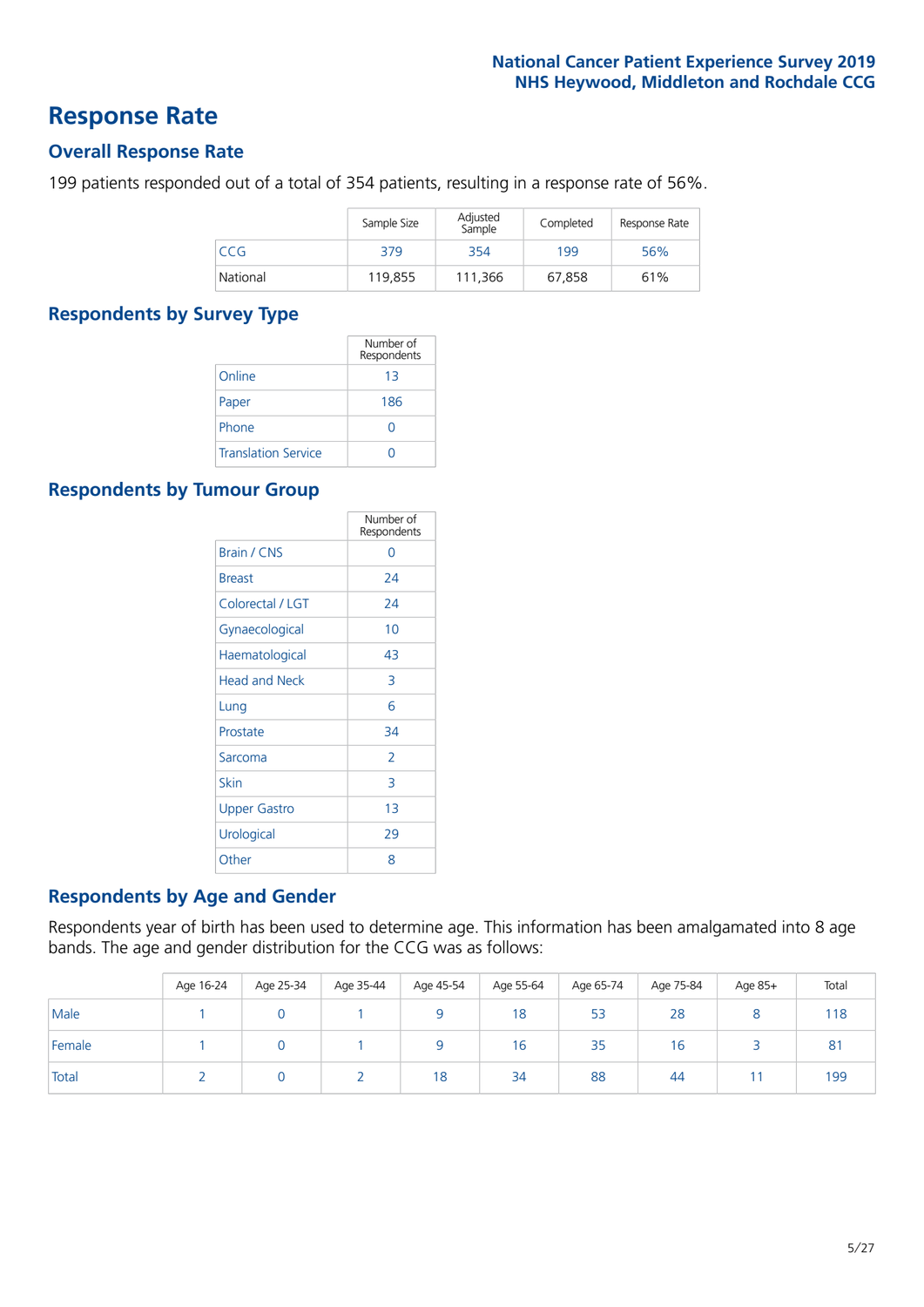# Response Rate

## Overall Response Rate

199 patients responded out of a total of 354 patients, resulting in a response rate of 56%.

| | Sample Size | Adjusted Sample | Completed | Response Rate |
|---|---|---|---|---|
| CCG | 379 | 354 | 199 | 56% |
| National | 119,855 | 111,366 | 67,858 | 61% |

## Respondents by Survey Type

| | Number of Respondents |
|---|---|
| Online | 13 |
| Paper | 186 |
| Phone | 0 |
| Translation Service | 0 |

## Respondents by Tumour Group

| | Number of Respondents |
|---|---|
| Brain / CNS | 0 |
| Breast | 24 |
| Colorectal / LGT | 24 |
| Gynaecological | 10 |
| Haematological | 43 |
| Head and Neck | 3 |
| Lung | 6 |
| Prostate | 34 |
| Sarcoma | 2 |
| Skin | 3 |
| Upper Gastro | 13 |
| Urological | 29 |
| Other | 8 |

## Respondents by Age and Gender

Respondents year of birth has been used to determine age. This information has been amalgamated into 8 age bands. The age and gender distribution for the CCG was as follows:

| | Age 16-24 | Age 25-34 | Age 35-44 | Age 45-54 | Age 55-64 | Age 65-74 | Age 75-84 | Age 85+ | Total |
|---|---|---|---|---|---|---|---|---|---|
| Male | 1 | 0 | 1 | 9 | 18 | 53 | 28 | 8 | 118 |
| Female | 1 | 0 | 1 | 9 | 16 | 35 | 16 | 3 | 81 |
| Total | 2 | 0 | 2 | 18 | 34 | 88 | 44 | 11 | 199 |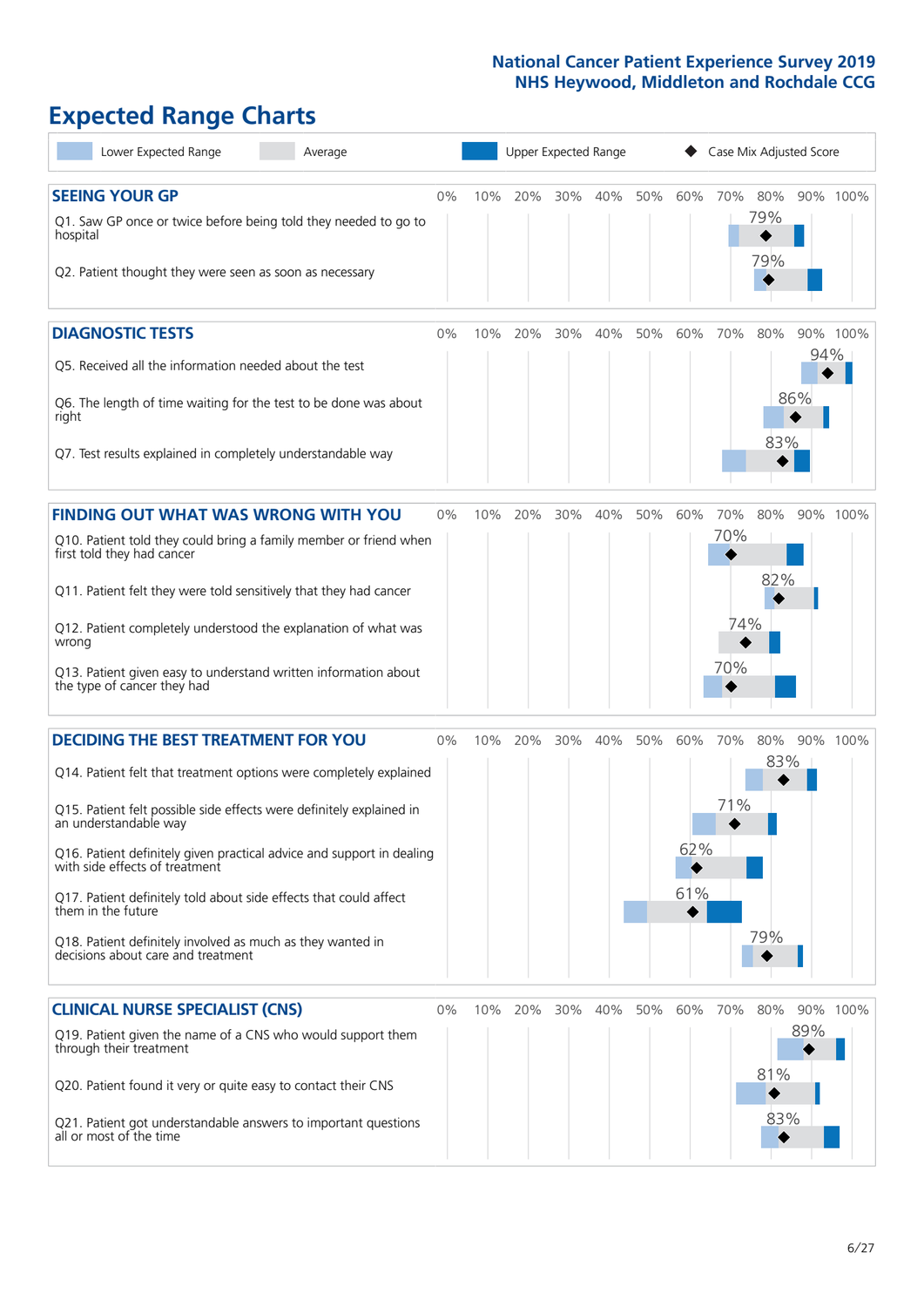# Expected Range Charts

Lower Expected Range | Average | Upper Expected Range | ◆ Case Mix Adjusted Score

## SEEING YOUR GP

| Question | Case Mix Adjusted Score |
|---|---|
| Q1. Saw GP once or twice before being told they needed to go to hospital | 79% |
| Q2. Patient thought they were seen as soon as necessary | 79% |

## DIAGNOSTIC TESTS

| Question | Case Mix Adjusted Score |
|---|---|
| Q5. Received all the information needed about the test | 94% |
| Q6. The length of time waiting for the test to be done was about right | 86% |
| Q7. Test results explained in completely understandable way | 83% |

## FINDING OUT WHAT WAS WRONG WITH YOU

| Question | Case Mix Adjusted Score |
|---|---|
| Q10. Patient told they could bring a family member or friend when first told they had cancer | 70% |
| Q11. Patient felt they were told sensitively that they had cancer | 82% |
| Q12. Patient completely understood the explanation of what was wrong | 74% |
| Q13. Patient given easy to understand written information about the type of cancer they had | 70% |

## DECIDING THE BEST TREATMENT FOR YOU

| Question | Case Mix Adjusted Score |
|---|---|
| Q14. Patient felt that treatment options were completely explained | 83% |
| Q15. Patient felt possible side effects were definitely explained in an understandable way | 71% |
| Q16. Patient definitely given practical advice and support in dealing with side effects of treatment | 62% |
| Q17. Patient definitely told about side effects that could affect them in the future | 61% |
| Q18. Patient definitely involved as much as they wanted in decisions about care and treatment | 79% |

## CLINICAL NURSE SPECIALIST (CNS)

| Question | Case Mix Adjusted Score |
|---|---|
| Q19. Patient given the name of a CNS who would support them through their treatment | 89% |
| Q20. Patient found it very or quite easy to contact their CNS | 81% |
| Q21. Patient got understandable answers to important questions all or most of the time | 83% |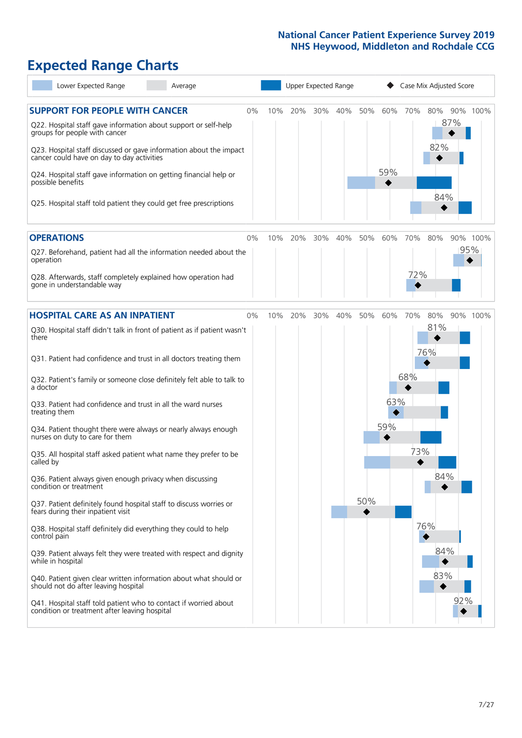National Cancer Patient Experience Survey 2019
NHS Heywood, Middleton and Rochdale CCG

# Expected Range Charts

Lower Expected Range | Average | Upper Expected Range | ◆ Case Mix Adjusted Score

## SUPPORT FOR PEOPLE WITH CANCER

| Question | Case Mix Adjusted Score |
|---|---|
| Q22. Hospital staff gave information about support or self-help groups for people with cancer | 87% |
| Q23. Hospital staff discussed or gave information about the impact cancer could have on day to day activities | 82% |
| Q24. Hospital staff gave information on getting financial help or possible benefits | 59% |
| Q25. Hospital staff told patient they could get free prescriptions | 84% |

## OPERATIONS

| Question | Case Mix Adjusted Score |
|---|---|
| Q27. Beforehand, patient had all the information needed about the operation | 95% |
| Q28. Afterwards, staff completely explained how operation had gone in understandable way | 72% |

## HOSPITAL CARE AS AN INPATIENT

| Question | Case Mix Adjusted Score |
|---|---|
| Q30. Hospital staff didn't talk in front of patient as if patient wasn't there | 81% |
| Q31. Patient had confidence and trust in all doctors treating them | 76% |
| Q32. Patient's family or someone close definitely felt able to talk to a doctor | 68% |
| Q33. Patient had confidence and trust in all the ward nurses treating them | 63% |
| Q34. Patient thought there were always or nearly always enough nurses on duty to care for them | 59% |
| Q35. All hospital staff asked patient what name they prefer to be called by | 73% |
| Q36. Patient always given enough privacy when discussing condition or treatment | 84% |
| Q37. Patient definitely found hospital staff to discuss worries or fears during their inpatient visit | 50% |
| Q38. Hospital staff definitely did everything they could to help control pain | 76% |
| Q39. Patient always felt they were treated with respect and dignity while in hospital | 84% |
| Q40. Patient given clear written information about what should or should not do after leaving hospital | 83% |
| Q41. Hospital staff told patient who to contact if worried about condition or treatment after leaving hospital | 92% |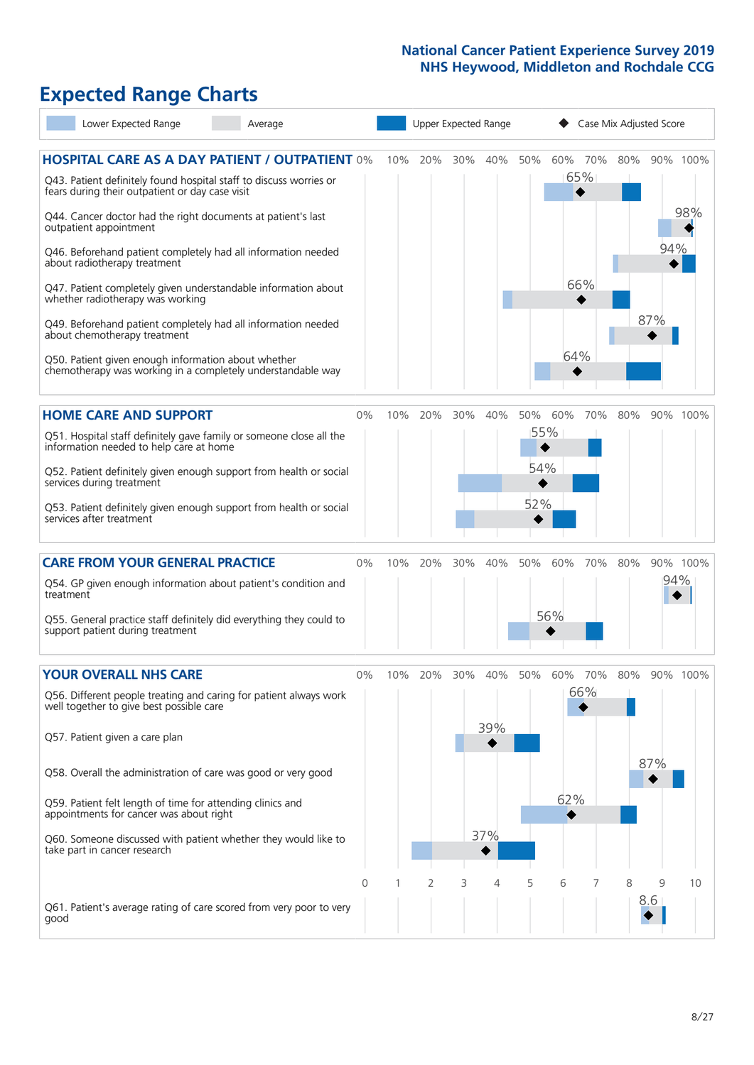# National Cancer Patient Experience Survey 2019
## NHS Heywood, Middleton and Rochdale CCG

# Expected Range Charts

Lower Expected Range | Average | Upper Expected Range | ◆ Case Mix Adjusted Score

## HOSPITAL CARE AS A DAY PATIENT / OUTPATIENT

| Question | Score |
|---|---|
| Q43. Patient definitely found hospital staff to discuss worries or fears during their outpatient or day case visit | 65% |
| Q44. Cancer doctor had the right documents at patient's last outpatient appointment | 98% |
| Q46. Beforehand patient completely had all information needed about radiotherapy treatment | 94% |
| Q47. Patient completely given understandable information about whether radiotherapy was working | 66% |
| Q49. Beforehand patient completely had all information needed about chemotherapy treatment | 87% |
| Q50. Patient given enough information about whether chemotherapy was working in a completely understandable way | 64% |

## HOME CARE AND SUPPORT

| Question | Score |
|---|---|
| Q51. Hospital staff definitely gave family or someone close all the information needed to help care at home | 55% |
| Q52. Patient definitely given enough support from health or social services during treatment | 54% |
| Q53. Patient definitely given enough support from health or social services after treatment | 52% |

## CARE FROM YOUR GENERAL PRACTICE

| Question | Score |
|---|---|
| Q54. GP given enough information about patient's condition and treatment | 94% |
| Q55. General practice staff definitely did everything they could to support patient during treatment | 56% |

## YOUR OVERALL NHS CARE

| Question | Score |
|---|---|
| Q56. Different people treating and caring for patient always work well together to give best possible care | 66% |
| Q57. Patient given a care plan | 39% |
| Q58. Overall the administration of care was good or very good | 87% |
| Q59. Patient felt length of time for attending clinics and appointments for cancer was about right | 62% |
| Q60. Someone discussed with patient whether they would like to take part in cancer research | 37% |
| Q61. Patient's average rating of care scored from very poor to very good | 8.6 |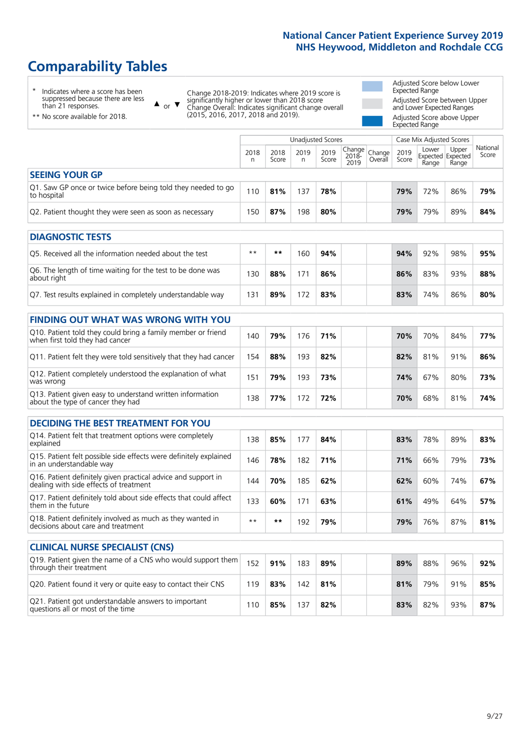National Cancer Patient Experience Survey 2019
NHS Heywood, Middleton and Rochdale CCG

# Comparability Tables

\* Indicates where a score has been suppressed because there are less than 21 responses.

** No score available for 2018.

▲ or ▼ Change 2018-2019: Indicates where 2019 score is significantly higher or lower than 2018 score. Change Overall: Indicates significant change overall (2015, 2016, 2017, 2018 and 2019).

Adjusted Score below Lower Expected Range

Adjusted Score between Upper and Lower Expected Ranges

Adjusted Score above Upper Expected Range

| | Unadjusted Scores | | | | | | Case Mix Adjusted Scores | | | |
|---|---|---|---|---|---|---|---|---|---|---|
| | 2018 n | 2018 Score | 2019 n | 2019 Score | Change 2018-2019 | Change Overall | 2019 Score | Lower Expected Range | Upper Expected Range | National Score |
| **SEEING YOUR GP** | | | | | | | | | | |
| Q1. Saw GP once or twice before being told they needed to go to hospital | 110 | **81%** | 137 | **78%** | | | **79%** | 72% | 86% | **79%** |
| Q2. Patient thought they were seen as soon as necessary | 150 | **87%** | 198 | **80%** | | | **79%** | 79% | 89% | **84%** |
| **DIAGNOSTIC TESTS** | | | | | | | | | | |
| Q5. Received all the information needed about the test | ** | ** | 160 | **94%** | | | **94%** | 92% | 98% | **95%** |
| Q6. The length of time waiting for the test to be done was about right | 130 | **88%** | 171 | **86%** | | | **86%** | 83% | 93% | **88%** |
| Q7. Test results explained in completely understandable way | 131 | **89%** | 172 | **83%** | | | **83%** | 74% | 86% | **80%** |
| **FINDING OUT WHAT WAS WRONG WITH YOU** | | | | | | | | | | |
| Q10. Patient told they could bring a family member or friend when first told they had cancer | 140 | **79%** | 176 | **71%** | | | **70%** | 70% | 84% | **77%** |
| Q11. Patient felt they were told sensitively that they had cancer | 154 | **88%** | 193 | **82%** | | | **82%** | 81% | 91% | **86%** |
| Q12. Patient completely understood the explanation of what was wrong | 151 | **79%** | 193 | **73%** | | | **74%** | 67% | 80% | **73%** |
| Q13. Patient given easy to understand written information about the type of cancer they had | 138 | **77%** | 172 | **72%** | | | **70%** | 68% | 81% | **74%** |
| **DECIDING THE BEST TREATMENT FOR YOU** | | | | | | | | | | |
| Q14. Patient felt that treatment options were completely explained | 138 | **85%** | 177 | **84%** | | | **83%** | 78% | 89% | **83%** |
| Q15. Patient felt possible side effects were definitely explained in an understandable way | 146 | **78%** | 182 | **71%** | | | **71%** | 66% | 79% | **73%** |
| Q16. Patient definitely given practical advice and support in dealing with side effects of treatment | 144 | **70%** | 185 | **62%** | | | **62%** | 60% | 74% | **67%** |
| Q17. Patient definitely told about side effects that could affect them in the future | 133 | **60%** | 171 | **63%** | | | **61%** | 49% | 64% | **57%** |
| Q18. Patient definitely involved as much as they wanted in decisions about care and treatment | ** | ** | 192 | **79%** | | | **79%** | 76% | 87% | **81%** |
| **CLINICAL NURSE SPECIALIST (CNS)** | | | | | | | | | | |
| Q19. Patient given the name of a CNS who would support them through their treatment | 152 | **91%** | 183 | **89%** | | | **89%** | 88% | 96% | **92%** |
| Q20. Patient found it very or quite easy to contact their CNS | 119 | **83%** | 142 | **81%** | | | **81%** | 79% | 91% | **85%** |
| Q21. Patient got understandable answers to important questions all or most of the time | 110 | **85%** | 137 | **82%** | | | **83%** | 82% | 93% | **87%** |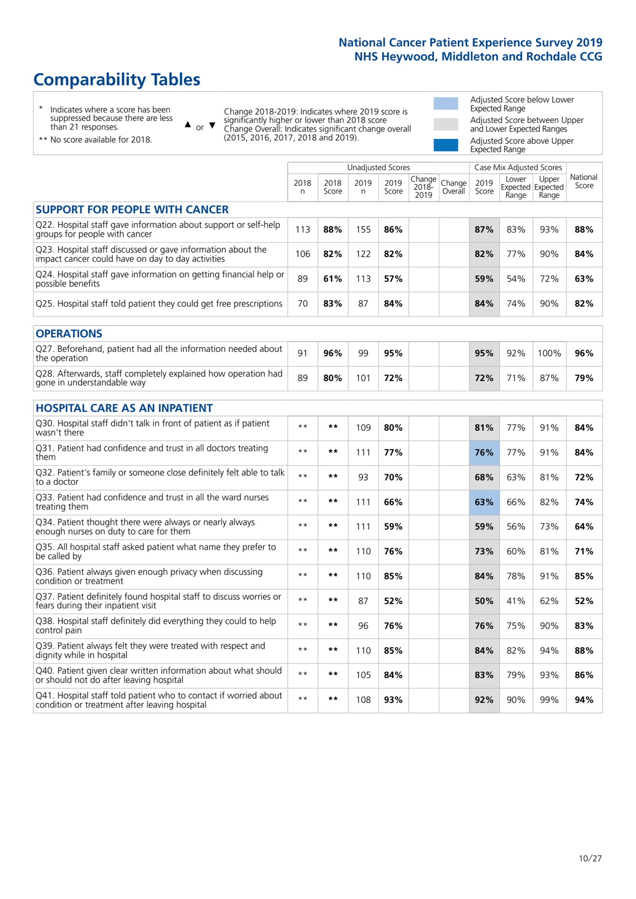National Cancer Patient Experience Survey 2019
NHS Heywood, Middleton and Rochdale CCG

# Comparability Tables

\* Indicates where a score has been suppressed because there are less than 21 responses.

\*\* No score available for 2018.

▲ or ▼ Change 2018-2019: Indicates where 2019 score is significantly higher or lower than 2018 score
Change Overall: Indicates significant change overall (2015, 2016, 2017, 2018 and 2019).

Adjusted Score below Lower Expected Range
Adjusted Score between Upper and Lower Expected Ranges
Adjusted Score above Upper Expected Range

| | Unadjusted Scores | | | | | | Case Mix Adjusted Scores | | | National Score |
|---|---|---|---|---|---|---|---|---|---|---|
| | 2018 n | 2018 Score | 2019 n | 2019 Score | Change 2018-2019 | Change Overall | 2019 Score | Lower Expected Range | Upper Expected Range | |
| **SUPPORT FOR PEOPLE WITH CANCER** | | | | | | | | | | |
| Q22. Hospital staff gave information about support or self-help groups for people with cancer | 113 | **88%** | 155 | **86%** | | | **87%** | 83% | 93% | **88%** |
| Q23. Hospital staff discussed or gave information about the impact cancer could have on day to day activities | 106 | **82%** | 122 | **82%** | | | **82%** | 77% | 90% | **84%** |
| Q24. Hospital staff gave information on getting financial help or possible benefits | 89 | **61%** | 113 | **57%** | | | **59%** | 54% | 72% | **63%** |
| Q25. Hospital staff told patient they could get free prescriptions | 70 | **83%** | 87 | **84%** | | | **84%** | 74% | 90% | **82%** |
| **OPERATIONS** | | | | | | | | | | |
| Q27. Beforehand, patient had all the information needed about the operation | 91 | **96%** | 99 | **95%** | | | **95%** | 92% | 100% | **96%** |
| Q28. Afterwards, staff completely explained how operation had gone in understandable way | 89 | **80%** | 101 | **72%** | | | **72%** | 71% | 87% | **79%** |
| **HOSPITAL CARE AS AN INPATIENT** | | | | | | | | | | |
| Q30. Hospital staff didn't talk in front of patient as if patient wasn't there | ** | ** | 109 | **80%** | | | **81%** | 77% | 91% | **84%** |
| Q31. Patient had confidence and trust in all doctors treating them | ** | ** | 111 | **77%** | | | **76%** | 77% | 91% | **84%** |
| Q32. Patient's family or someone close definitely felt able to talk to a doctor | ** | ** | 93 | **70%** | | | **68%** | 63% | 81% | **72%** |
| Q33. Patient had confidence and trust in all the ward nurses treating them | ** | ** | 111 | **66%** | | | **63%** | 66% | 82% | **74%** |
| Q34. Patient thought there were always or nearly always enough nurses on duty to care for them | ** | ** | 111 | **59%** | | | **59%** | 56% | 73% | **64%** |
| Q35. All hospital staff asked patient what name they prefer to be called by | ** | ** | 110 | **76%** | | | **73%** | 60% | 81% | **71%** |
| Q36. Patient always given enough privacy when discussing condition or treatment | ** | ** | 110 | **85%** | | | **84%** | 78% | 91% | **85%** |
| Q37. Patient definitely found hospital staff to discuss worries or fears during their inpatient visit | ** | ** | 87 | **52%** | | | **50%** | 41% | 62% | **52%** |
| Q38. Hospital staff definitely did everything they could to help control pain | ** | ** | 96 | **76%** | | | **76%** | 75% | 90% | **83%** |
| Q39. Patient always felt they were treated with respect and dignity while in hospital | ** | ** | 110 | **85%** | | | **84%** | 82% | 94% | **88%** |
| Q40. Patient given clear written information about what should or should not do after leaving hospital | ** | ** | 105 | **84%** | | | **83%** | 79% | 93% | **86%** |
| Q41. Hospital staff told patient who to contact if worried about condition or treatment after leaving hospital | ** | ** | 108 | **93%** | | | **92%** | 90% | 99% | **94%** |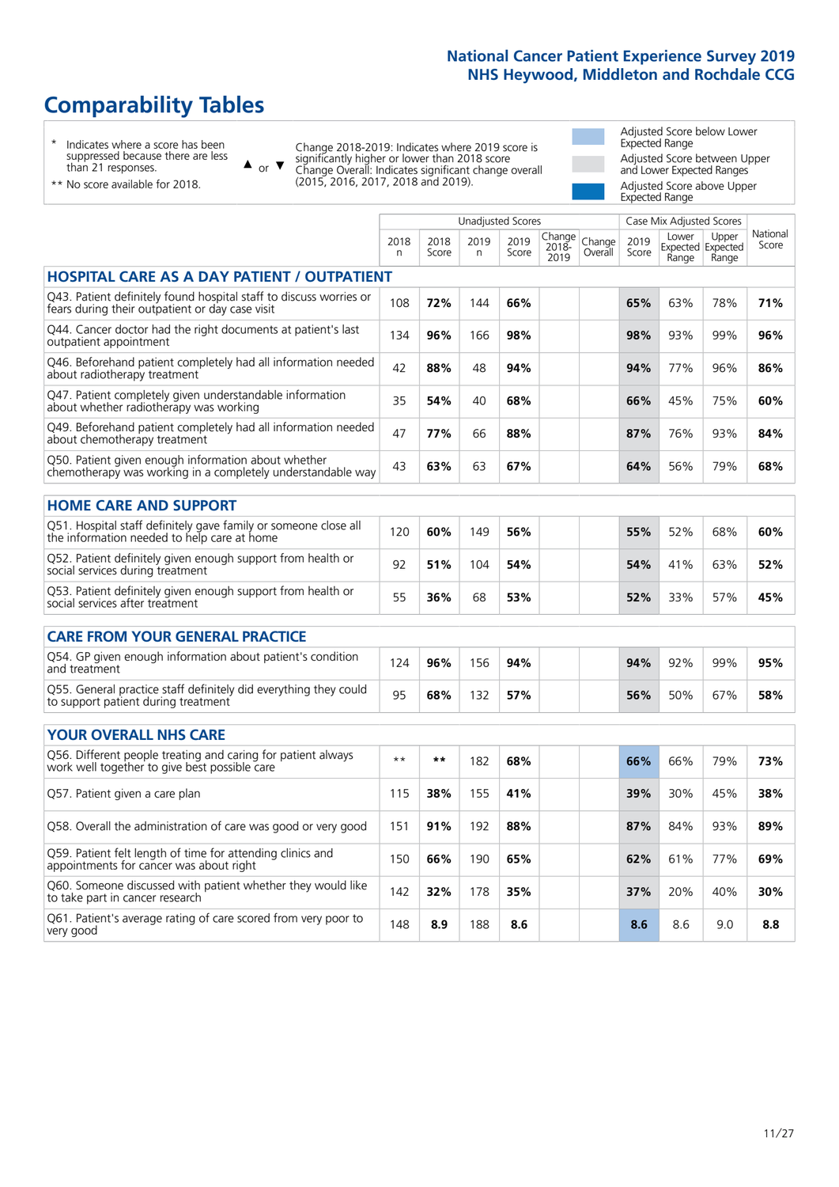National Cancer Patient Experience Survey 2019
NHS Heywood, Middleton and Rochdale CCG

# Comparability Tables

| | |
|---|---|
| * | Indicates where a score has been suppressed because there are less than 21 responses. |
| ** | No score available for 2018. |
| ▲ or ▼ | Change 2018-2019: Indicates where 2019 score is significantly higher or lower than 2018 score. Change Overall: Indicates significant change overall (2015, 2016, 2017, 2018 and 2019). |

- Adjusted Score below Lower Expected Range
- Adjusted Score between Upper and Lower Expected Ranges
- Adjusted Score above Upper Expected Range

| | Unadjusted Scores | | | | | | Case Mix Adjusted Scores | | | |
|---|---|---|---|---|---|---|---|---|---|---|
| | 2018 n | 2018 Score | 2019 n | 2019 Score | Change 2018-2019 | Change Overall | 2019 Score | Lower Expected Range | Upper Expected Range | National Score |
| **HOSPITAL CARE AS A DAY PATIENT / OUTPATIENT** | | | | | | | | | | |
| Q43. Patient definitely found hospital staff to discuss worries or fears during their outpatient or day case visit | 108 | **72%** | 144 | **66%** | | | **65%** | 63% | 78% | **71%** |
| Q44. Cancer doctor had the right documents at patient's last outpatient appointment | 134 | **96%** | 166 | **98%** | | | **98%** | 93% | 99% | **96%** |
| Q46. Beforehand patient completely had all information needed about radiotherapy treatment | 42 | **88%** | 48 | **94%** | | | **94%** | 77% | 96% | **86%** |
| Q47. Patient completely given understandable information about whether radiotherapy was working | 35 | **54%** | 40 | **68%** | | | **66%** | 45% | 75% | **60%** |
| Q49. Beforehand patient completely had all information needed about chemotherapy treatment | 47 | **77%** | 66 | **88%** | | | **87%** | 76% | 93% | **84%** |
| Q50. Patient given enough information about whether chemotherapy was working in a completely understandable way | 43 | **63%** | 63 | **67%** | | | **64%** | 56% | 79% | **68%** |
| **HOME CARE AND SUPPORT** | | | | | | | | | | |
| Q51. Hospital staff definitely gave family or someone close all the information needed to help care at home | 120 | **60%** | 149 | **56%** | | | **55%** | 52% | 68% | **60%** |
| Q52. Patient definitely given enough support from health or social services during treatment | 92 | **51%** | 104 | **54%** | | | **54%** | 41% | 63% | **52%** |
| Q53. Patient definitely given enough support from health or social services after treatment | 55 | **36%** | 68 | **53%** | | | **52%** | 33% | 57% | **45%** |
| **CARE FROM YOUR GENERAL PRACTICE** | | | | | | | | | | |
| Q54. GP given enough information about patient's condition and treatment | 124 | **96%** | 156 | **94%** | | | **94%** | 92% | 99% | **95%** |
| Q55. General practice staff definitely did everything they could to support patient during treatment | 95 | **68%** | 132 | **57%** | | | **56%** | 50% | 67% | **58%** |
| **YOUR OVERALL NHS CARE** | | | | | | | | | | |
| Q56. Different people treating and caring for patient always work well together to give best possible care | ** | ** | 182 | **68%** | | | **66%** | 66% | 79% | **73%** |
| Q57. Patient given a care plan | 115 | **38%** | 155 | **41%** | | | **39%** | 30% | 45% | **38%** |
| Q58. Overall the administration of care was good or very good | 151 | **91%** | 192 | **88%** | | | **87%** | 84% | 93% | **89%** |
| Q59. Patient felt length of time for attending clinics and appointments for cancer was about right | 150 | **66%** | 190 | **65%** | | | **62%** | 61% | 77% | **69%** |
| Q60. Someone discussed with patient whether they would like to take part in cancer research | 142 | **32%** | 178 | **35%** | | | **37%** | 20% | 40% | **30%** |
| Q61. Patient's average rating of care scored from very poor to very good | 148 | **8.9** | 188 | **8.6** | | | **8.6** | 8.6 | 9.0 | **8.8** |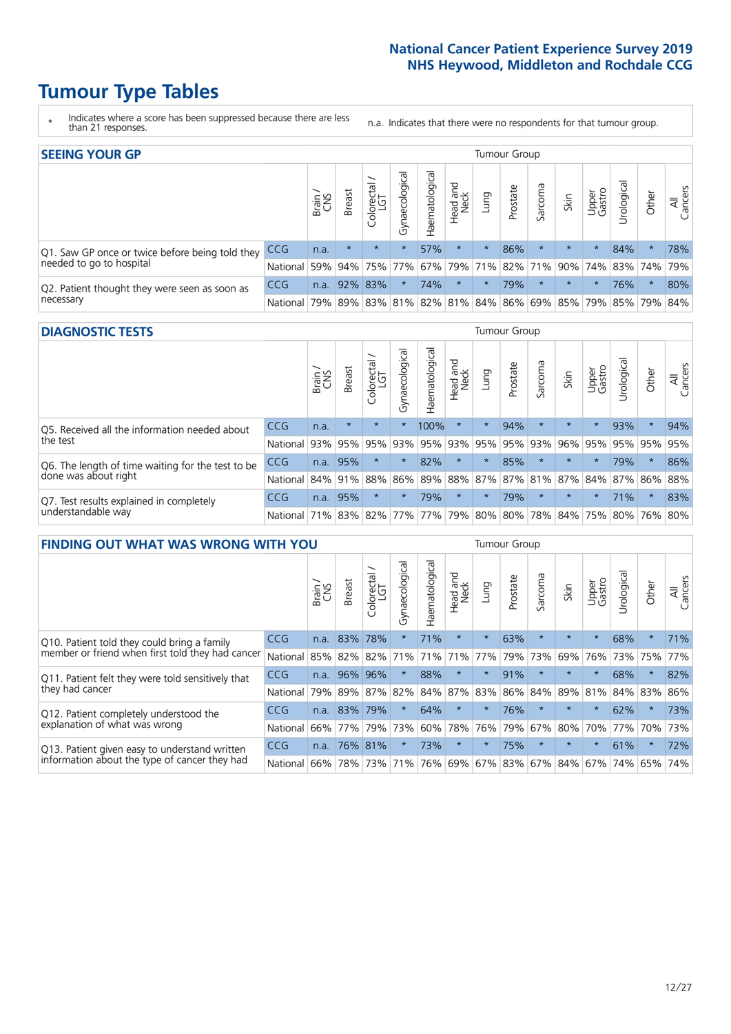# Tumour Type Tables

\* Indicates where a score has been suppressed because there are less than 21 responses.

n.a. Indicates that there were no respondents for that tumour group.

## SEEING YOUR GP

| | | Brain / CNS | Breast | Colorectal / LGT | Gynaecological | Haematological | Head and Neck | Lung | Prostate | Sarcoma | Skin | Upper Gastro | Urological | Other | All Cancers |
|---|---|---|---|---|---|---|---|---|---|---|---|---|---|---|---|
| Q1. Saw GP once or twice before being told they needed to go to hospital | CCG | n.a. | * | * | * | 57% | * | * | 86% | * | * | * | 84% | * | 78% |
| | National | 59% | 94% | 75% | 77% | 67% | 79% | 71% | 82% | 71% | 90% | 74% | 83% | 74% | 79% |
| Q2. Patient thought they were seen as soon as necessary | CCG | n.a. | 92% | 83% | * | 74% | * | * | 79% | * | * | * | 76% | * | 80% |
| | National | 79% | 89% | 83% | 81% | 82% | 81% | 84% | 86% | 69% | 85% | 79% | 85% | 79% | 84% |

## DIAGNOSTIC TESTS

| | | Brain / CNS | Breast | Colorectal / LGT | Gynaecological | Haematological | Head and Neck | Lung | Prostate | Sarcoma | Skin | Upper Gastro | Urological | Other | All Cancers |
|---|---|---|---|---|---|---|---|---|---|---|---|---|---|---|---|
| Q5. Received all the information needed about the test | CCG | n.a. | * | * | * | 100% | * | * | 94% | * | * | * | 93% | * | 94% |
| | National | 93% | 95% | 95% | 93% | 95% | 93% | 95% | 95% | 93% | 96% | 95% | 95% | 95% | 95% |
| Q6. The length of time waiting for the test to be done was about right | CCG | n.a. | 95% | * | * | 82% | * | * | 85% | * | * | * | 79% | * | 86% |
| | National | 84% | 91% | 88% | 86% | 89% | 88% | 87% | 87% | 81% | 87% | 84% | 87% | 86% | 88% |
| Q7. Test results explained in completely understandable way | CCG | n.a. | 95% | * | * | 79% | * | * | 79% | * | * | * | 71% | * | 83% |
| | National | 71% | 83% | 82% | 77% | 77% | 79% | 80% | 80% | 78% | 84% | 75% | 80% | 76% | 80% |

## FINDING OUT WHAT WAS WRONG WITH YOU

| | | Brain / CNS | Breast | Colorectal / LGT | Gynaecological | Haematological | Head and Neck | Lung | Prostate | Sarcoma | Skin | Upper Gastro | Urological | Other | All Cancers |
|---|---|---|---|---|---|---|---|---|---|---|---|---|---|---|---|
| Q10. Patient told they could bring a family member or friend when first told they had cancer | CCG | n.a. | 83% | 78% | * | 71% | * | * | 63% | * | * | * | 68% | * | 71% |
| | National | 85% | 82% | 82% | 71% | 71% | 71% | 77% | 79% | 73% | 69% | 76% | 73% | 75% | 77% |
| Q11. Patient felt they were told sensitively that they had cancer | CCG | n.a. | 96% | 96% | * | 88% | * | * | 91% | * | * | * | 68% | * | 82% |
| | National | 79% | 89% | 87% | 82% | 84% | 87% | 83% | 86% | 84% | 89% | 81% | 84% | 83% | 86% |
| Q12. Patient completely understood the explanation of what was wrong | CCG | n.a. | 83% | 79% | * | 64% | * | * | 76% | * | * | * | 62% | * | 73% |
| | National | 66% | 77% | 79% | 73% | 60% | 78% | 76% | 79% | 67% | 80% | 70% | 77% | 70% | 73% |
| Q13. Patient given easy to understand written information about the type of cancer they had | CCG | n.a. | 76% | 81% | * | 73% | * | * | 75% | * | * | * | 61% | * | 72% |
| | National | 66% | 78% | 73% | 71% | 76% | 69% | 67% | 83% | 67% | 84% | 67% | 74% | 65% | 74% |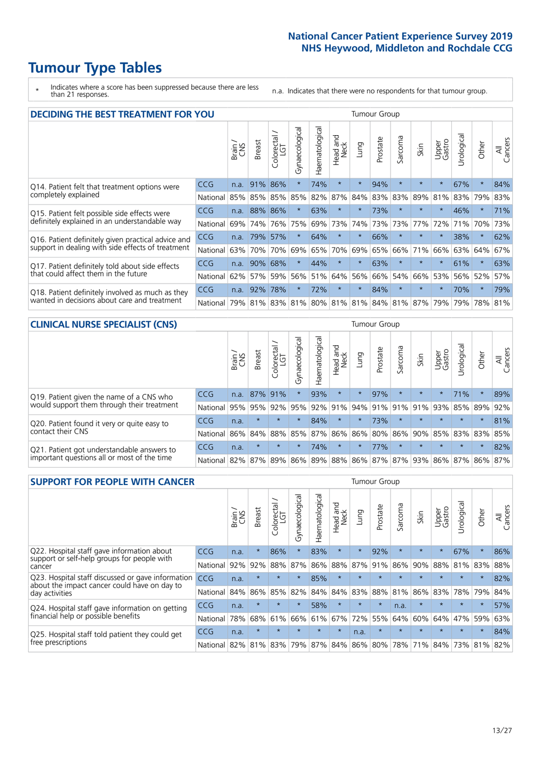# Tumour Type Tables

\* Indicates where a score has been suppressed because there are less than 21 responses.

n.a. Indicates that there were no respondents for that tumour group.

## DECIDING THE BEST TREATMENT FOR YOU

| | | Brain / CNS | Breast | Colorectal / LGT | Gynaecological | Haematological | Head and Neck | Lung | Prostate | Sarcoma | Skin | Upper Gastro | Urological | Other | All Cancers |
|---|---|---|---|---|---|---|---|---|---|---|---|---|---|---|---|
| Q14. Patient felt that treatment options were completely explained | CCG | n.a. | 91% | 86% | * | 74% | * | * | 94% | * | * | * | 67% | * | 84% |
| | National | 85% | 85% | 85% | 85% | 82% | 87% | 84% | 83% | 83% | 89% | 81% | 83% | 79% | 83% |
| Q15. Patient felt possible side effects were definitely explained in an understandable way | CCG | n.a. | 88% | 86% | * | 63% | * | * | 73% | * | * | * | 46% | * | 71% |
| | National | 69% | 74% | 76% | 75% | 69% | 73% | 74% | 73% | 73% | 77% | 72% | 71% | 70% | 73% |
| Q16. Patient definitely given practical advice and support in dealing with side effects of treatment | CCG | n.a. | 79% | 57% | * | 64% | * | * | 66% | * | * | * | 38% | * | 62% |
| | National | 63% | 70% | 70% | 69% | 65% | 70% | 69% | 65% | 66% | 71% | 66% | 63% | 64% | 67% |
| Q17. Patient definitely told about side effects that could affect them in the future | CCG | n.a. | 90% | 68% | * | 44% | * | * | 63% | * | * | * | 61% | * | 63% |
| | National | 62% | 57% | 59% | 56% | 51% | 64% | 56% | 66% | 54% | 66% | 53% | 56% | 52% | 57% |
| Q18. Patient definitely involved as much as they wanted in decisions about care and treatment | CCG | n.a. | 92% | 78% | * | 72% | * | * | 84% | * | * | * | 70% | * | 79% |
| | National | 79% | 81% | 83% | 81% | 80% | 81% | 81% | 84% | 81% | 87% | 79% | 79% | 78% | 81% |

## CLINICAL NURSE SPECIALIST (CNS)

| | | Brain / CNS | Breast | Colorectal / LGT | Gynaecological | Haematological | Head and Neck | Lung | Prostate | Sarcoma | Skin | Upper Gastro | Urological | Other | All Cancers |
|---|---|---|---|---|---|---|---|---|---|---|---|---|---|---|---|
| Q19. Patient given the name of a CNS who would support them through their treatment | CCG | n.a. | 87% | 91% | * | 93% | * | * | 97% | * | * | * | 71% | * | 89% |
| | National | 95% | 95% | 92% | 95% | 92% | 91% | 94% | 91% | 91% | 91% | 93% | 85% | 89% | 92% |
| Q20. Patient found it very or quite easy to contact their CNS | CCG | n.a. | * | * | * | 84% | * | * | 73% | * | * | * | * | * | 81% |
| | National | 86% | 84% | 88% | 85% | 87% | 86% | 86% | 80% | 86% | 90% | 85% | 83% | 83% | 85% |
| Q21. Patient got understandable answers to important questions all or most of the time | CCG | n.a. | * | * | * | 74% | * | * | 77% | * | * | * | * | * | 82% |
| | National | 82% | 87% | 89% | 86% | 89% | 88% | 86% | 87% | 87% | 93% | 86% | 87% | 86% | 87% |

## SUPPORT FOR PEOPLE WITH CANCER

| | | Brain / CNS | Breast | Colorectal / LGT | Gynaecological | Haematological | Head and Neck | Lung | Prostate | Sarcoma | Skin | Upper Gastro | Urological | Other | All Cancers |
|---|---|---|---|---|---|---|---|---|---|---|---|---|---|---|---|
| Q22. Hospital staff gave information about support or self-help groups for people with cancer | CCG | n.a. | * | 86% | * | 83% | * | * | 92% | * | * | * | 67% | * | 86% |
| | National | 92% | 92% | 88% | 87% | 86% | 88% | 87% | 91% | 86% | 90% | 88% | 81% | 83% | 88% |
| Q23. Hospital staff discussed or gave information about the impact cancer could have on day to day activities | CCG | n.a. | * | * | * | 85% | * | * | * | * | * | * | * | * | 82% |
| | National | 84% | 86% | 85% | 82% | 84% | 84% | 83% | 88% | 81% | 86% | 83% | 78% | 79% | 84% |
| Q24. Hospital staff gave information on getting financial help or possible benefits | CCG | n.a. | * | * | * | 58% | * | * | * | n.a. | * | * | * | * | 57% |
| | National | 78% | 68% | 61% | 66% | 61% | 67% | 72% | 55% | 64% | 60% | 64% | 47% | 59% | 63% |
| Q25. Hospital staff told patient they could get free prescriptions | CCG | n.a. | * | * | * | * | * | n.a. | * | * | * | * | * | * | 84% |
| | National | 82% | 81% | 83% | 79% | 87% | 84% | 86% | 80% | 78% | 71% | 84% | 73% | 81% | 82% |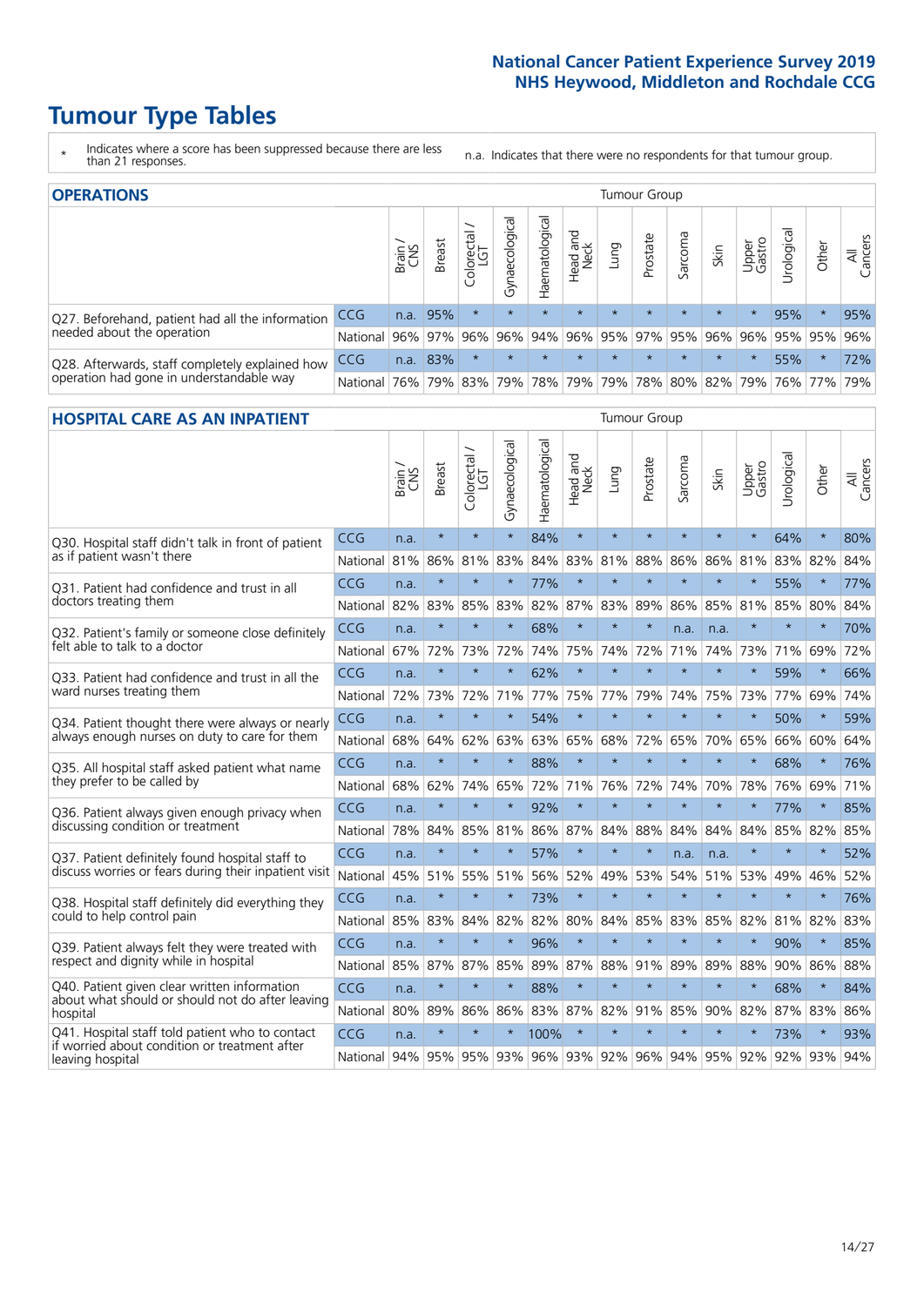# Tumour Type Tables

\* Indicates where a score has been suppressed because there are less than 21 responses.

n.a. Indicates that there were no respondents for that tumour group.

## OPERATIONS

| | | Brain / CNS | Breast | Colorectal / LGT | Gynaecological | Haematological | Head and Neck | Lung | Prostate | Sarcoma | Skin | Upper Gastro | Urological | Other | All Cancers |
|---|---|---|---|---|---|---|---|---|---|---|---|---|---|---|---|
| Q27. Beforehand, patient had all the information needed about the operation | CCG | n.a. | 95% | * | * | * | * | * | * | * | * | * | 95% | * | 95% |
| | National | 96% | 97% | 96% | 96% | 94% | 96% | 95% | 97% | 95% | 96% | 96% | 95% | 95% | 96% |
| Q28. Afterwards, staff completely explained how operation had gone in understandable way | CCG | n.a. | 83% | * | * | * | * | * | * | * | * | * | 55% | * | 72% |
| | National | 76% | 79% | 83% | 79% | 78% | 79% | 79% | 78% | 80% | 82% | 79% | 76% | 77% | 79% |

## HOSPITAL CARE AS AN INPATIENT

| | | Brain / CNS | Breast | Colorectal / LGT | Gynaecological | Haematological | Head and Neck | Lung | Prostate | Sarcoma | Skin | Upper Gastro | Urological | Other | All Cancers |
|---|---|---|---|---|---|---|---|---|---|---|---|---|---|---|---|
| Q30. Hospital staff didn't talk in front of patient as if patient wasn't there | CCG | n.a. | * | * | * | 84% | * | * | * | * | * | * | 64% | * | 80% |
| | National | 81% | 86% | 81% | 83% | 84% | 83% | 81% | 88% | 86% | 86% | 81% | 83% | 82% | 84% |
| Q31. Patient had confidence and trust in all doctors treating them | CCG | n.a. | * | * | * | 77% | * | * | * | * | * | * | 55% | * | 77% |
| | National | 82% | 83% | 85% | 83% | 82% | 87% | 83% | 89% | 86% | 85% | 81% | 85% | 80% | 84% |
| Q32. Patient's family or someone close definitely felt able to talk to a doctor | CCG | n.a. | * | * | * | 68% | * | * | * | n.a. | n.a. | * | * | * | 70% |
| | National | 67% | 72% | 73% | 72% | 74% | 75% | 74% | 72% | 71% | 74% | 73% | 71% | 69% | 72% |
| Q33. Patient had confidence and trust in all the ward nurses treating them | CCG | n.a. | * | * | * | 62% | * | * | * | * | * | * | 59% | * | 66% |
| | National | 72% | 73% | 72% | 71% | 77% | 75% | 77% | 79% | 74% | 75% | 73% | 77% | 69% | 74% |
| Q34. Patient thought there were always or nearly always enough nurses on duty to care for them | CCG | n.a. | * | * | * | 54% | * | * | * | * | * | * | 50% | * | 59% |
| | National | 68% | 64% | 62% | 63% | 63% | 65% | 68% | 72% | 65% | 70% | 65% | 66% | 60% | 64% |
| Q35. All hospital staff asked patient what name they prefer to be called by | CCG | n.a. | * | * | * | 88% | * | * | * | * | * | * | 68% | * | 76% |
| | National | 68% | 62% | 74% | 65% | 72% | 71% | 76% | 72% | 74% | 70% | 78% | 76% | 69% | 71% |
| Q36. Patient always given enough privacy when discussing condition or treatment | CCG | n.a. | * | * | * | 92% | * | * | * | * | * | * | 77% | * | 85% |
| | National | 78% | 84% | 85% | 81% | 86% | 87% | 84% | 88% | 84% | 84% | 84% | 85% | 82% | 85% |
| Q37. Patient definitely found hospital staff to discuss worries or fears during their inpatient visit | CCG | n.a. | * | * | * | 57% | * | * | * | n.a. | n.a. | * | * | * | 52% |
| | National | 45% | 51% | 55% | 51% | 56% | 52% | 49% | 53% | 54% | 51% | 53% | 49% | 46% | 52% |
| Q38. Hospital staff definitely did everything they could to help control pain | CCG | n.a. | * | * | * | 73% | * | * | * | * | * | * | * | * | 76% |
| | National | 85% | 83% | 84% | 82% | 82% | 80% | 84% | 85% | 83% | 85% | 82% | 81% | 82% | 83% |
| Q39. Patient always felt they were treated with respect and dignity while in hospital | CCG | n.a. | * | * | * | 96% | * | * | * | * | * | * | 90% | * | 85% |
| | National | 85% | 87% | 87% | 85% | 89% | 87% | 88% | 91% | 89% | 89% | 88% | 90% | 86% | 88% |
| Q40. Patient given clear written information about what should or should not do after leaving hospital | CCG | n.a. | * | * | * | 88% | * | * | * | * | * | * | 68% | * | 84% |
| | National | 80% | 89% | 86% | 86% | 83% | 87% | 82% | 91% | 85% | 90% | 82% | 87% | 83% | 86% |
| Q41. Hospital staff told patient who to contact if worried about condition or treatment after leaving hospital | CCG | n.a. | * | * | * | 100% | * | * | * | * | * | * | 73% | * | 93% |
| | National | 94% | 95% | 95% | 93% | 96% | 93% | 92% | 96% | 94% | 95% | 92% | 92% | 93% | 94% |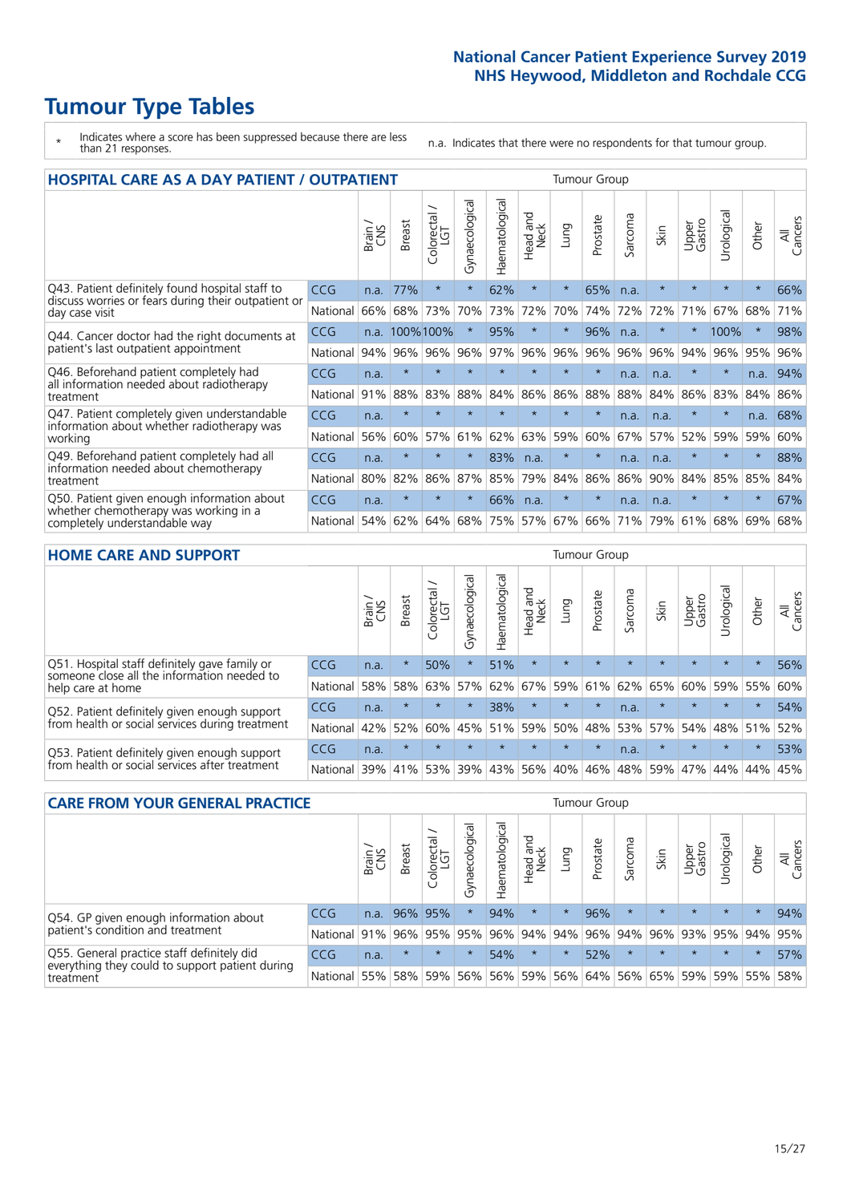# Tumour Type Tables

\* Indicates where a score has been suppressed because there are less than 21 responses.

n.a. Indicates that there were no respondents for that tumour group.

## HOSPITAL CARE AS A DAY PATIENT / OUTPATIENT

| | | Brain / CNS | Breast | Colorectal / LGT | Gynaecological | Haematological | Head and Neck | Lung | Prostate | Sarcoma | Skin | Upper Gastro | Urological | Other | All Cancers |
|---|---|---|---|---|---|---|---|---|---|---|---|---|---|---|---|
| Q43. Patient definitely found hospital staff to discuss worries or fears during their outpatient or day case visit | CCG | n.a. | 77% | * | * | 62% | * | * | 65% | n.a. | * | * | * | * | 66% |
| | National | 66% | 68% | 73% | 70% | 73% | 72% | 70% | 74% | 72% | 72% | 71% | 67% | 68% | 71% |
| Q44. Cancer doctor had the right documents at patient's last outpatient appointment | CCG | n.a. | 100% | 100% | * | 95% | * | * | 96% | n.a. | * | * | 100% | * | 98% |
| | National | 94% | 96% | 96% | 96% | 97% | 96% | 96% | 96% | 96% | 96% | 94% | 96% | 95% | 96% |
| Q46. Beforehand patient completely had all information needed about radiotherapy treatment | CCG | n.a. | * | * | * | * | * | * | * | n.a. | n.a. | * | * | n.a. | 94% |
| | National | 91% | 88% | 83% | 88% | 84% | 86% | 86% | 88% | 88% | 84% | 86% | 83% | 84% | 86% |
| Q47. Patient completely given understandable information about whether radiotherapy was working | CCG | n.a. | * | * | * | * | * | * | * | n.a. | n.a. | * | * | n.a. | 68% |
| | National | 56% | 60% | 57% | 61% | 62% | 63% | 59% | 60% | 67% | 57% | 52% | 59% | 59% | 60% |
| Q49. Beforehand patient completely had all information needed about chemotherapy treatment | CCG | n.a. | * | * | * | 83% | n.a. | * | * | n.a. | n.a. | * | * | * | 88% |
| | National | 80% | 82% | 86% | 87% | 85% | 79% | 84% | 86% | 86% | 90% | 84% | 85% | 85% | 84% |
| Q50. Patient given enough information about whether chemotherapy was working in a completely understandable way | CCG | n.a. | * | * | * | 66% | n.a. | * | * | n.a. | n.a. | * | * | * | 67% |
| | National | 54% | 62% | 64% | 68% | 75% | 57% | 67% | 66% | 71% | 79% | 61% | 68% | 69% | 68% |

## HOME CARE AND SUPPORT

| | | Brain / CNS | Breast | Colorectal / LGT | Gynaecological | Haematological | Head and Neck | Lung | Prostate | Sarcoma | Skin | Upper Gastro | Urological | Other | All Cancers |
|---|---|---|---|---|---|---|---|---|---|---|---|---|---|---|---|
| Q51. Hospital staff definitely gave family or someone close all the information needed to help care at home | CCG | n.a. | * | 50% | * | 51% | * | * | * | * | * | * | * | * | 56% |
| | National | 58% | 58% | 63% | 57% | 62% | 67% | 59% | 61% | 62% | 65% | 60% | 59% | 55% | 60% |
| Q52. Patient definitely given enough support from health or social services during treatment | CCG | n.a. | * | * | * | 38% | * | * | * | n.a. | * | * | * | * | 54% |
| | National | 42% | 52% | 60% | 45% | 51% | 59% | 50% | 48% | 53% | 57% | 54% | 48% | 51% | 52% |
| Q53. Patient definitely given enough support from health or social services after treatment | CCG | n.a. | * | * | * | * | * | * | * | n.a. | * | * | * | * | 53% |
| | National | 39% | 41% | 53% | 39% | 43% | 56% | 40% | 46% | 48% | 59% | 47% | 44% | 44% | 45% |

## CARE FROM YOUR GENERAL PRACTICE

| | | Brain / CNS | Breast | Colorectal / LGT | Gynaecological | Haematological | Head and Neck | Lung | Prostate | Sarcoma | Skin | Upper Gastro | Urological | Other | All Cancers |
|---|---|---|---|---|---|---|---|---|---|---|---|---|---|---|---|
| Q54. GP given enough information about patient's condition and treatment | CCG | n.a. | 96% | 95% | * | 94% | * | * | 96% | * | * | * | * | * | 94% |
| | National | 91% | 96% | 95% | 95% | 96% | 94% | 94% | 96% | 94% | 96% | 93% | 95% | 94% | 95% |
| Q55. General practice staff definitely did everything they could to support patient during treatment | CCG | n.a. | * | * | * | 54% | * | * | 52% | * | * | * | * | * | 57% |
| | National | 55% | 58% | 59% | 56% | 56% | 59% | 56% | 64% | 56% | 65% | 59% | 59% | 55% | 58% |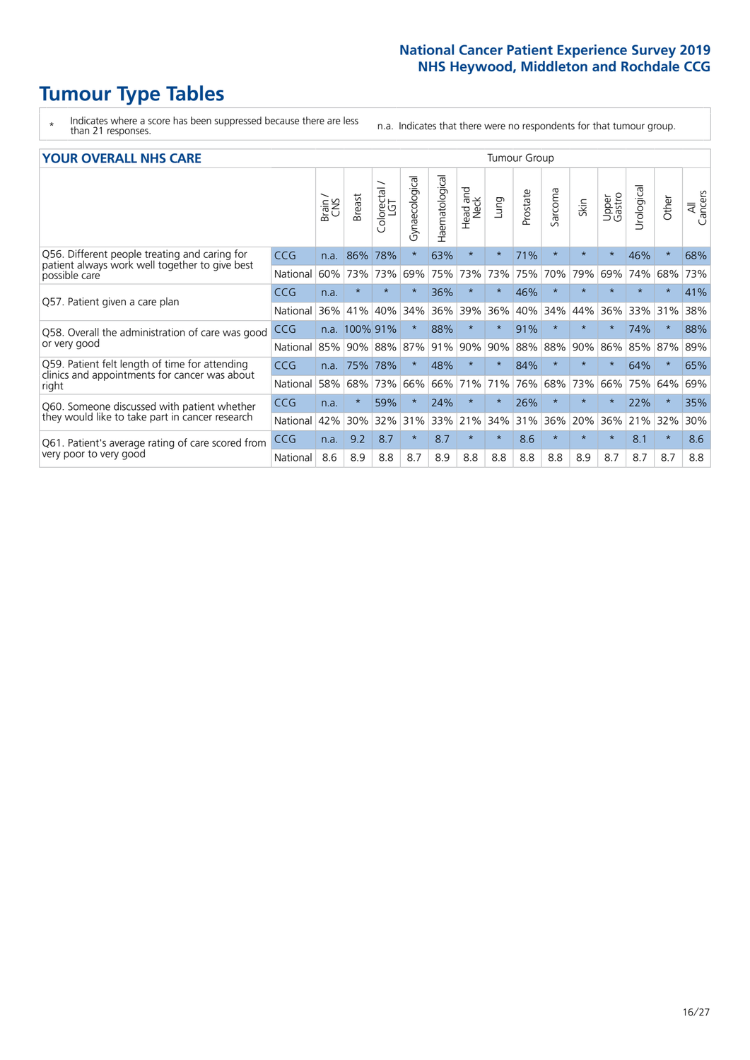# Tumour Type Tables

| * | Indicates where a score has been suppressed because there are less than 21 responses. | n.a. Indicates that there were no respondents for that tumour group. |
|---|---|---|

## YOUR OVERALL NHS CARE

| | | Brain / CNS | Breast | Colorectal / LGT | Gynaecological | Haematological | Head and Neck | Lung | Prostate | Sarcoma | Skin | Upper Gastro | Urological | Other | All Cancers |
|---|---|---|---|---|---|---|---|---|---|---|---|---|---|---|---|
| Q56. Different people treating and caring for patient always work well together to give best possible care | CCG | n.a. | 86% | 78% | * | 63% | * | * | 71% | * | * | * | 46% | * | 68% |
| | National | 60% | 73% | 73% | 69% | 75% | 73% | 73% | 75% | 70% | 79% | 69% | 74% | 68% | 73% |
| Q57. Patient given a care plan | CCG | n.a. | * | * | * | 36% | * | * | 46% | * | * | * | * | * | 41% |
| | National | 36% | 41% | 40% | 34% | 36% | 39% | 36% | 40% | 34% | 44% | 36% | 33% | 31% | 38% |
| Q58. Overall the administration of care was good or very good | CCG | n.a. | 100% | 91% | * | 88% | * | * | 91% | * | * | * | 74% | * | 88% |
| | National | 85% | 90% | 88% | 87% | 91% | 90% | 90% | 88% | 88% | 90% | 86% | 85% | 87% | 89% |
| Q59. Patient felt length of time for attending clinics and appointments for cancer was about right | CCG | n.a. | 75% | 78% | * | 48% | * | * | 84% | * | * | * | 64% | * | 65% |
| | National | 58% | 68% | 73% | 66% | 66% | 71% | 71% | 76% | 68% | 73% | 66% | 75% | 64% | 69% |
| Q60. Someone discussed with patient whether they would like to take part in cancer research | CCG | n.a. | * | 59% | * | 24% | * | * | 26% | * | * | * | 22% | * | 35% |
| | National | 42% | 30% | 32% | 31% | 33% | 21% | 34% | 31% | 36% | 20% | 36% | 21% | 32% | 30% |
| Q61. Patient's average rating of care scored from very poor to very good | CCG | n.a. | 9.2 | 8.7 | * | 8.7 | * | * | 8.6 | * | * | * | 8.1 | * | 8.6 |
| | National | 8.6 | 8.9 | 8.8 | 8.7 | 8.9 | 8.8 | 8.8 | 8.8 | 8.8 | 8.9 | 8.7 | 8.7 | 8.7 | 8.8 |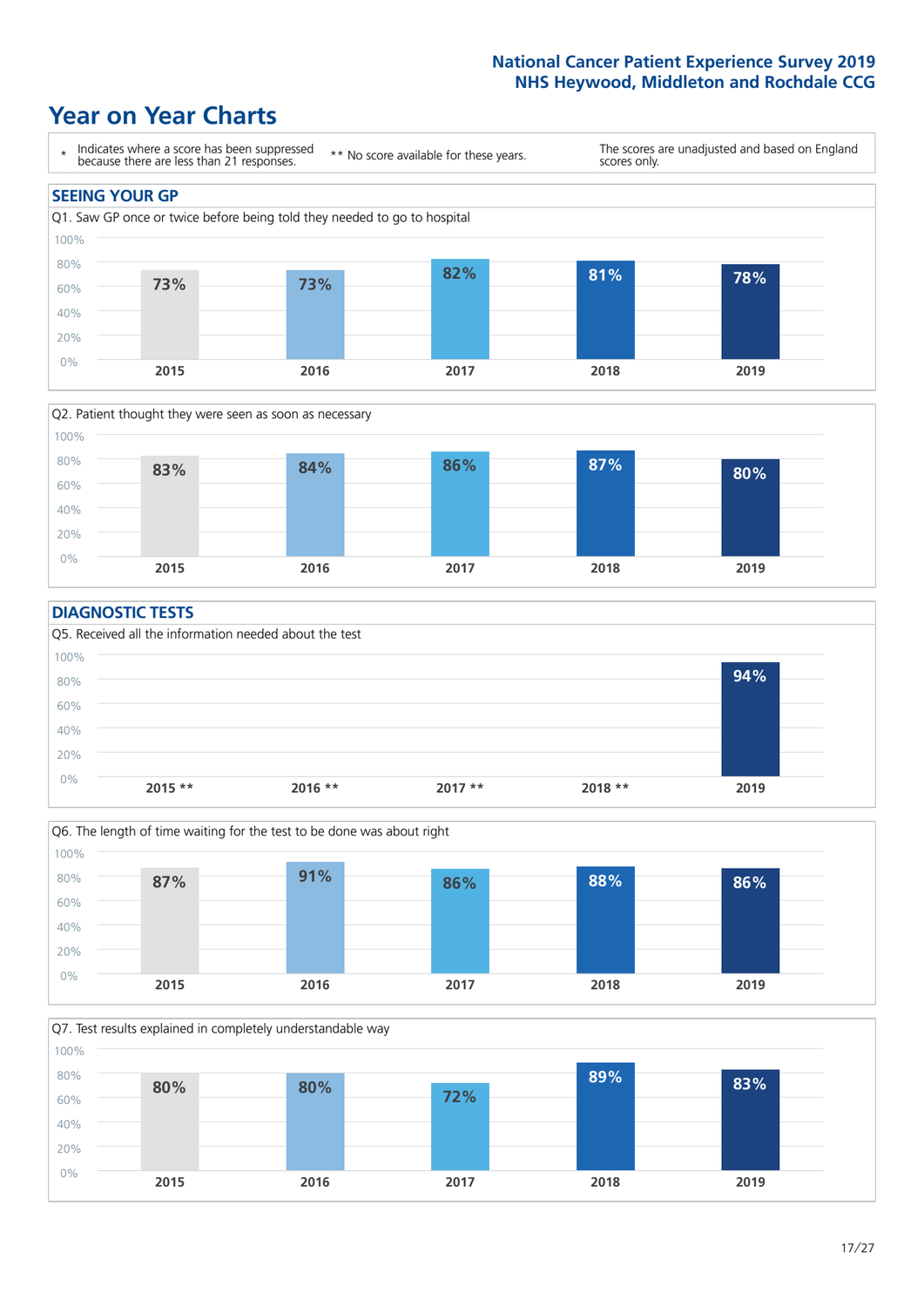National Cancer Patient Experience Survey 2019
NHS Heywood, Middleton and Rochdale CCG

# Year on Year Charts

\* Indicates where a score has been suppressed because there are less than 21 responses.

\*\* No score available for these years.

The scores are unadjusted and based on England scores only.

## SEEING YOUR GP

Q1. Saw GP once or twice before being told they needed to go to hospital

| 2015 | 2016 | 2017 | 2018 | 2019 |
|---|---|---|---|---|
| 73% | 73% | 82% | 81% | 78% |

Q2. Patient thought they were seen as soon as necessary

| 2015 | 2016 | 2017 | 2018 | 2019 |
|---|---|---|---|---|
| 83% | 84% | 86% | 87% | 80% |

## DIAGNOSTIC TESTS

Q5. Received all the information needed about the test

| 2015 ** | 2016 ** | 2017 ** | 2018 ** | 2019 |
|---|---|---|---|---|
| | | | | 94% |

Q6. The length of time waiting for the test to be done was about right

| 2015 | 2016 | 2017 | 2018 | 2019 |
|---|---|---|---|---|
| 87% | 91% | 86% | 88% | 86% |

Q7. Test results explained in completely understandable way

| 2015 | 2016 | 2017 | 2018 | 2019 |
|---|---|---|---|---|
| 80% | 80% | 72% | 89% | 83% |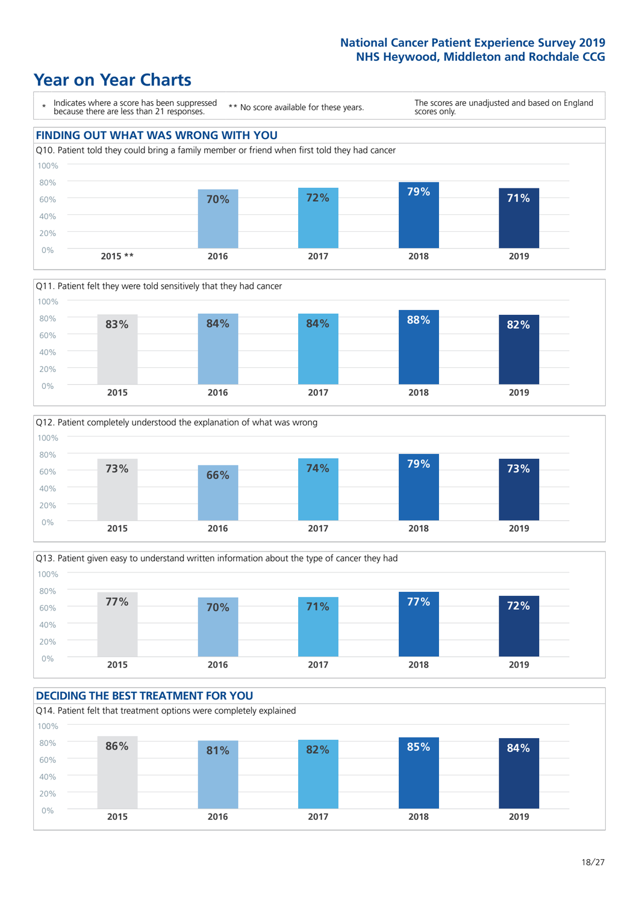# Year on Year Charts

| * Indicates where a score has been suppressed because there are less than 21 responses. | ** No score available for these years. | The scores are unadjusted and based on England scores only. |
|---|---|---|

## FINDING OUT WHAT WAS WRONG WITH YOU

Q10. Patient told they could bring a family member or friend when first told they had cancer

| 2015 ** | 2016 | 2017 | 2018 | 2019 |
|---|---|---|---|---|
| | 70% | 72% | 79% | 71% |

Q11. Patient felt they were told sensitively that they had cancer

| 2015 | 2016 | 2017 | 2018 | 2019 |
|---|---|---|---|---|
| 83% | 84% | 84% | 88% | 82% |

Q12. Patient completely understood the explanation of what was wrong

| 2015 | 2016 | 2017 | 2018 | 2019 |
|---|---|---|---|---|
| 73% | 66% | 74% | 79% | 73% |

Q13. Patient given easy to understand written information about the type of cancer they had

| 2015 | 2016 | 2017 | 2018 | 2019 |
|---|---|---|---|---|
| 77% | 70% | 71% | 77% | 72% |

## DECIDING THE BEST TREATMENT FOR YOU

Q14. Patient felt that treatment options were completely explained

| 2015 | 2016 | 2017 | 2018 | 2019 |
|---|---|---|---|---|
| 86% | 81% | 82% | 85% | 84% |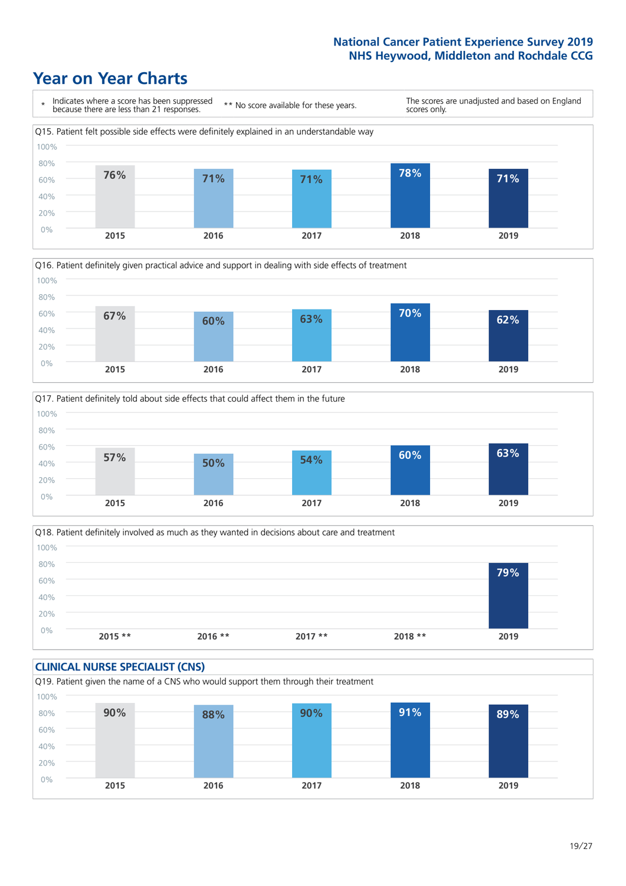National Cancer Patient Experience Survey 2019
NHS Heywood, Middleton and Rochdale CCG

# Year on Year Charts

\* Indicates where a score has been suppressed because there are less than 21 responses. ** No score available for these years. The scores are unadjusted and based on England scores only.

Q15. Patient felt possible side effects were definitely explained in an understandable way

| 2015 | 2016 | 2017 | 2018 | 2019 |
|---|---|---|---|---|
| 76% | 71% | 71% | 78% | 71% |

Q16. Patient definitely given practical advice and support in dealing with side effects of treatment

| 2015 | 2016 | 2017 | 2018 | 2019 |
|---|---|---|---|---|
| 67% | 60% | 63% | 70% | 62% |

Q17. Patient definitely told about side effects that could affect them in the future

| 2015 | 2016 | 2017 | 2018 | 2019 |
|---|---|---|---|---|
| 57% | 50% | 54% | 60% | 63% |

Q18. Patient definitely involved as much as they wanted in decisions about care and treatment

| 2015 ** | 2016 ** | 2017 ** | 2018 ** | 2019 |
|---|---|---|---|---|
| | | | | 79% |

## CLINICAL NURSE SPECIALIST (CNS)

Q19. Patient given the name of a CNS who would support them through their treatment

| 2015 | 2016 | 2017 | 2018 | 2019 |
|---|---|---|---|---|
| 90% | 88% | 90% | 91% | 89% |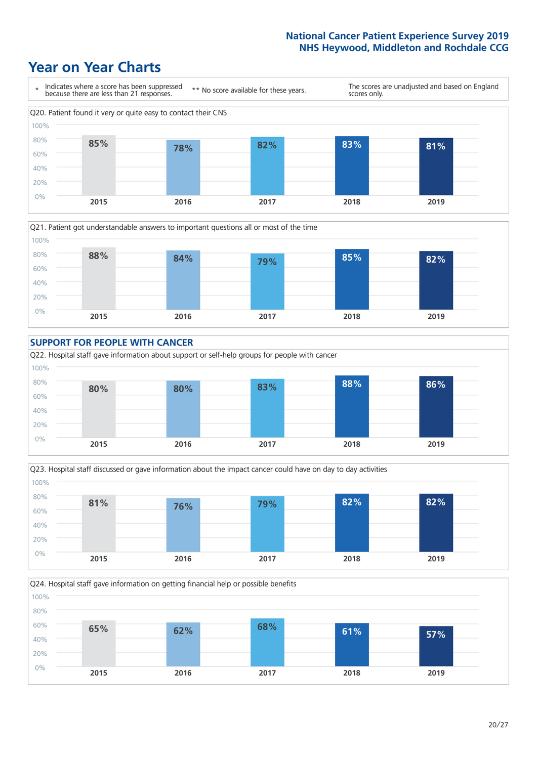# Year on Year Charts

| * Indicates where a score has been suppressed because there are less than 21 responses. | ** No score available for these years. | The scores are unadjusted and based on England scores only. |
|---|---|---|

Q20. Patient found it very or quite easy to contact their CNS

| 2015 | 2016 | 2017 | 2018 | 2019 |
|---|---|---|---|---|
| 85% | 78% | 82% | 83% | 81% |

Q21. Patient got understandable answers to important questions all or most of the time

| 2015 | 2016 | 2017 | 2018 | 2019 |
|---|---|---|---|---|
| 88% | 84% | 79% | 85% | 82% |

## SUPPORT FOR PEOPLE WITH CANCER

Q22. Hospital staff gave information about support or self-help groups for people with cancer

| 2015 | 2016 | 2017 | 2018 | 2019 |
|---|---|---|---|---|
| 80% | 80% | 83% | 88% | 86% |

Q23. Hospital staff discussed or gave information about the impact cancer could have on day to day activities

| 2015 | 2016 | 2017 | 2018 | 2019 |
|---|---|---|---|---|
| 81% | 76% | 79% | 82% | 82% |

Q24. Hospital staff gave information on getting financial help or possible benefits

| 2015 | 2016 | 2017 | 2018 | 2019 |
|---|---|---|---|---|
| 65% | 62% | 68% | 61% | 57% |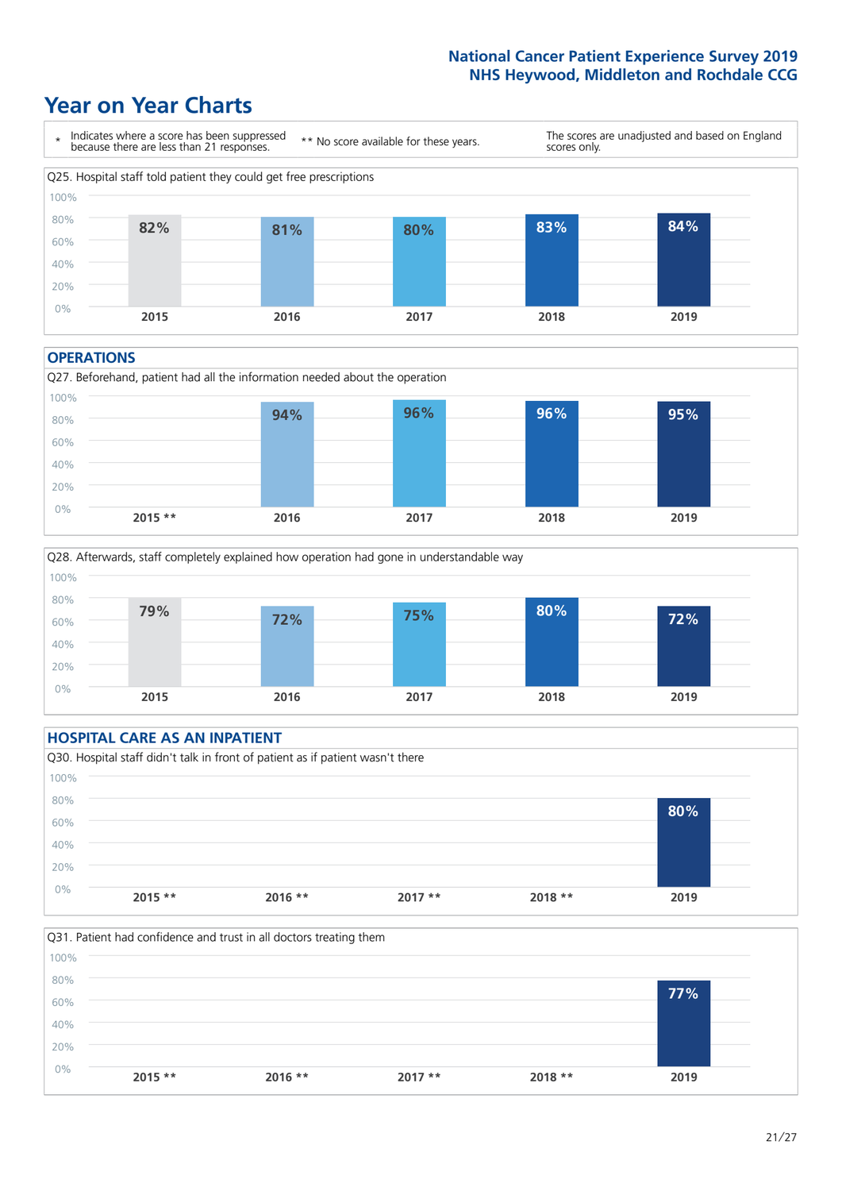# Year on Year Charts

| * Indicates where a score has been suppressed because there are less than 21 responses. | ** No score available for these years. | The scores are unadjusted and based on England scores only. |
| --- | --- | --- |

Q25. Hospital staff told patient they could get free prescriptions

| 2015 | 2016 | 2017 | 2018 | 2019 |
| --- | --- | --- | --- | --- |
| 82% | 81% | 80% | 83% | 84% |

## OPERATIONS

Q27. Beforehand, patient had all the information needed about the operation

| 2015 ** | 2016 | 2017 | 2018 | 2019 |
| --- | --- | --- | --- | --- |
| | 94% | 96% | 96% | 95% |

Q28. Afterwards, staff completely explained how operation had gone in understandable way

| 2015 | 2016 | 2017 | 2018 | 2019 |
| --- | --- | --- | --- | --- |
| 79% | 72% | 75% | 80% | 72% |

## HOSPITAL CARE AS AN INPATIENT

Q30. Hospital staff didn't talk in front of patient as if patient wasn't there

| 2015 ** | 2016 ** | 2017 ** | 2018 ** | 2019 |
| --- | --- | --- | --- | --- |
| | | | | 80% |

Q31. Patient had confidence and trust in all doctors treating them

| 2015 ** | 2016 ** | 2017 ** | 2018 ** | 2019 |
| --- | --- | --- | --- | --- |
| | | | | 77% |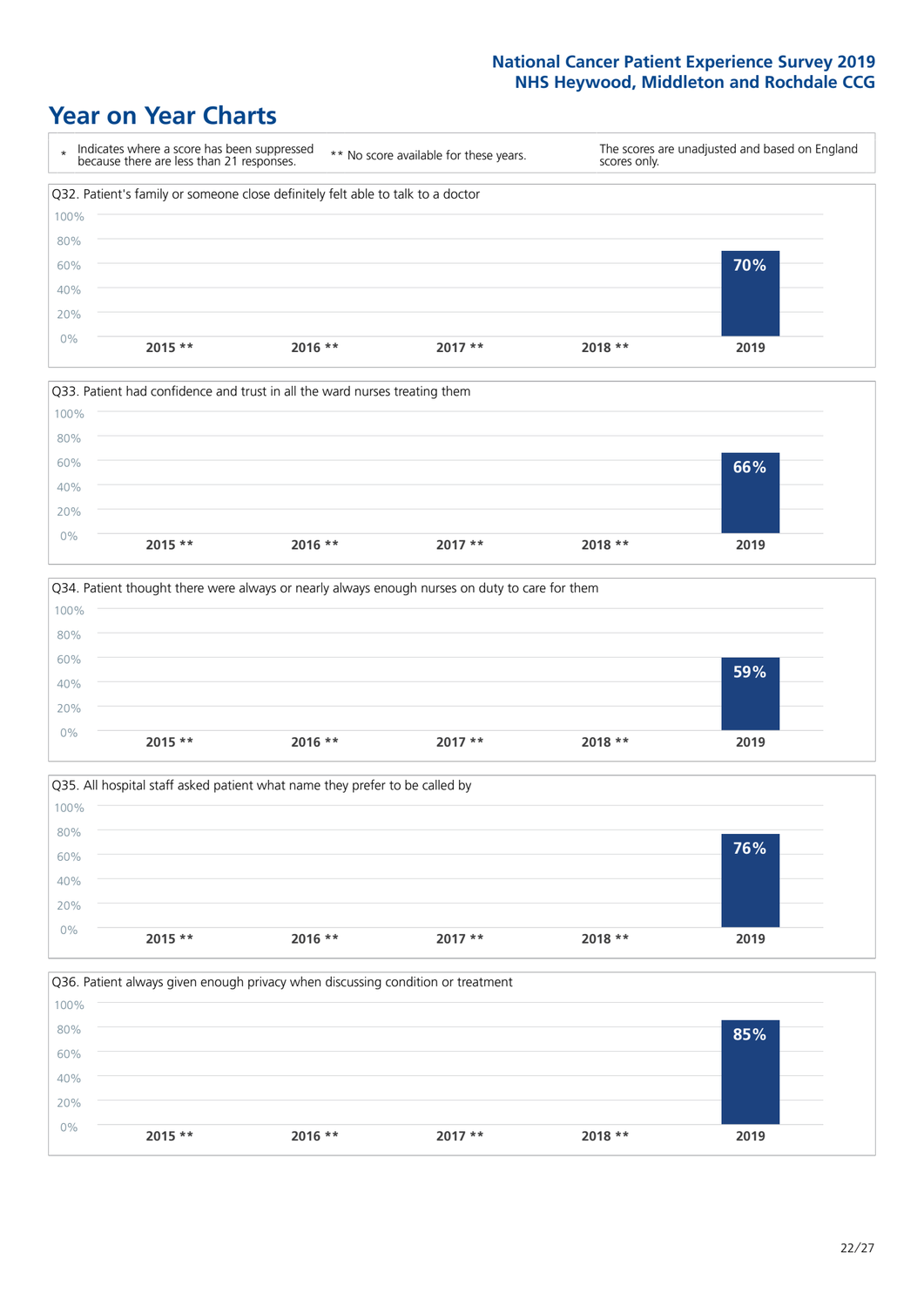National Cancer Patient Experience Survey 2019
NHS Heywood, Middleton and Rochdale CCG

# Year on Year Charts

\* Indicates where a score has been suppressed because there are less than 21 responses.

** No score available for these years.

The scores are unadjusted and based on England scores only.

### Q32. Patient's family or someone close definitely felt able to talk to a doctor

| 2015 ** | 2016 ** | 2017 ** | 2018 ** | 2019 |
|---|---|---|---|---|
| | | | | 70% |

### Q33. Patient had confidence and trust in all the ward nurses treating them

| 2015 ** | 2016 ** | 2017 ** | 2018 ** | 2019 |
|---|---|---|---|---|
| | | | | 66% |

### Q34. Patient thought there were always or nearly always enough nurses on duty to care for them

| 2015 ** | 2016 ** | 2017 ** | 2018 ** | 2019 |
|---|---|---|---|---|
| | | | | 59% |

### Q35. All hospital staff asked patient what name they prefer to be called by

| 2015 ** | 2016 ** | 2017 ** | 2018 ** | 2019 |
|---|---|---|---|---|
| | | | | 76% |

### Q36. Patient always given enough privacy when discussing condition or treatment

| 2015 ** | 2016 ** | 2017 ** | 2018 ** | 2019 |
|---|---|---|---|---|
| | | | | 85% |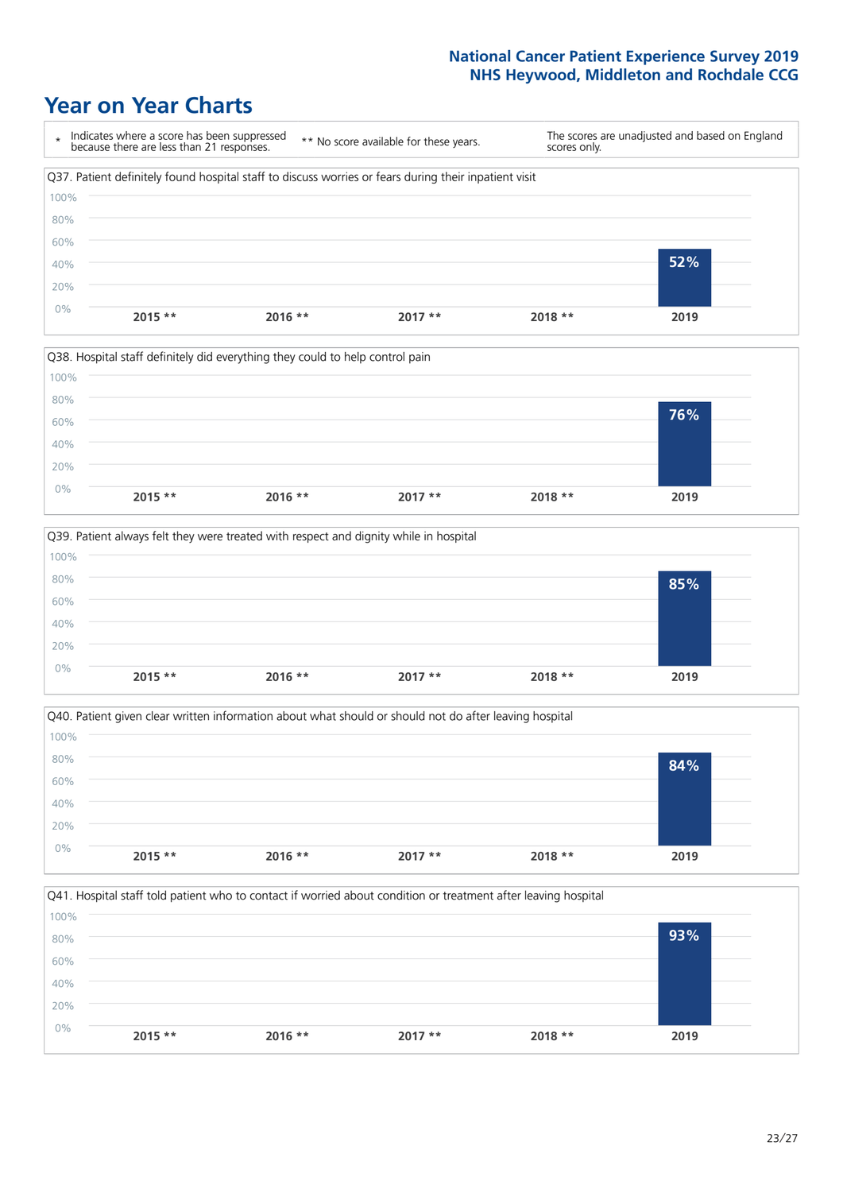National Cancer Patient Experience Survey 2019
NHS Heywood, Middleton and Rochdale CCG

# Year on Year Charts

\* Indicates where a score has been suppressed because there are less than 21 responses.

** No score available for these years.

The scores are unadjusted and based on England scores only.

Q37. Patient definitely found hospital staff to discuss worries or fears during their inpatient visit

| 2015 ** | 2016 ** | 2017 ** | 2018 ** | 2019 |
|---|---|---|---|---|
| | | | | 52% |

Q38. Hospital staff definitely did everything they could to help control pain

| 2015 ** | 2016 ** | 2017 ** | 2018 ** | 2019 |
|---|---|---|---|---|
| | | | | 76% |

Q39. Patient always felt they were treated with respect and dignity while in hospital

| 2015 ** | 2016 ** | 2017 ** | 2018 ** | 2019 |
|---|---|---|---|---|
| | | | | 85% |

Q40. Patient given clear written information about what should or should not do after leaving hospital

| 2015 ** | 2016 ** | 2017 ** | 2018 ** | 2019 |
|---|---|---|---|---|
| | | | | 84% |

Q41. Hospital staff told patient who to contact if worried about condition or treatment after leaving hospital

| 2015 ** | 2016 ** | 2017 ** | 2018 ** | 2019 |
|---|---|---|---|---|
| | | | | 93% |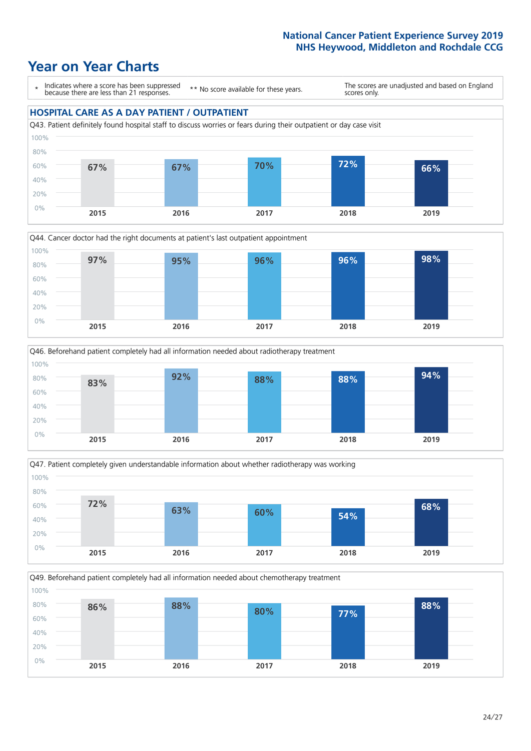National Cancer Patient Experience Survey 2019
NHS Heywood, Middleton and Rochdale CCG

# Year on Year Charts

| * Indicates where a score has been suppressed because there are less than 21 responses. | ** No score available for these years. | The scores are unadjusted and based on England scores only. |
|---|---|---|

## HOSPITAL CARE AS A DAY PATIENT / OUTPATIENT

Q43. Patient definitely found hospital staff to discuss worries or fears during their outpatient or day case visit

| 2015 | 2016 | 2017 | 2018 | 2019 |
|---|---|---|---|---|
| 67% | 67% | 70% | 72% | 66% |

Q44. Cancer doctor had the right documents at patient's last outpatient appointment

| 2015 | 2016 | 2017 | 2018 | 2019 |
|---|---|---|---|---|
| 97% | 95% | 96% | 96% | 98% |

Q46. Beforehand patient completely had all information needed about radiotherapy treatment

| 2015 | 2016 | 2017 | 2018 | 2019 |
|---|---|---|---|---|
| 83% | 92% | 88% | 88% | 94% |

Q47. Patient completely given understandable information about whether radiotherapy was working

| 2015 | 2016 | 2017 | 2018 | 2019 |
|---|---|---|---|---|
| 72% | 63% | 60% | 54% | 68% |

Q49. Beforehand patient completely had all information needed about chemotherapy treatment

| 2015 | 2016 | 2017 | 2018 | 2019 |
|---|---|---|---|---|
| 86% | 88% | 80% | 77% | 88% |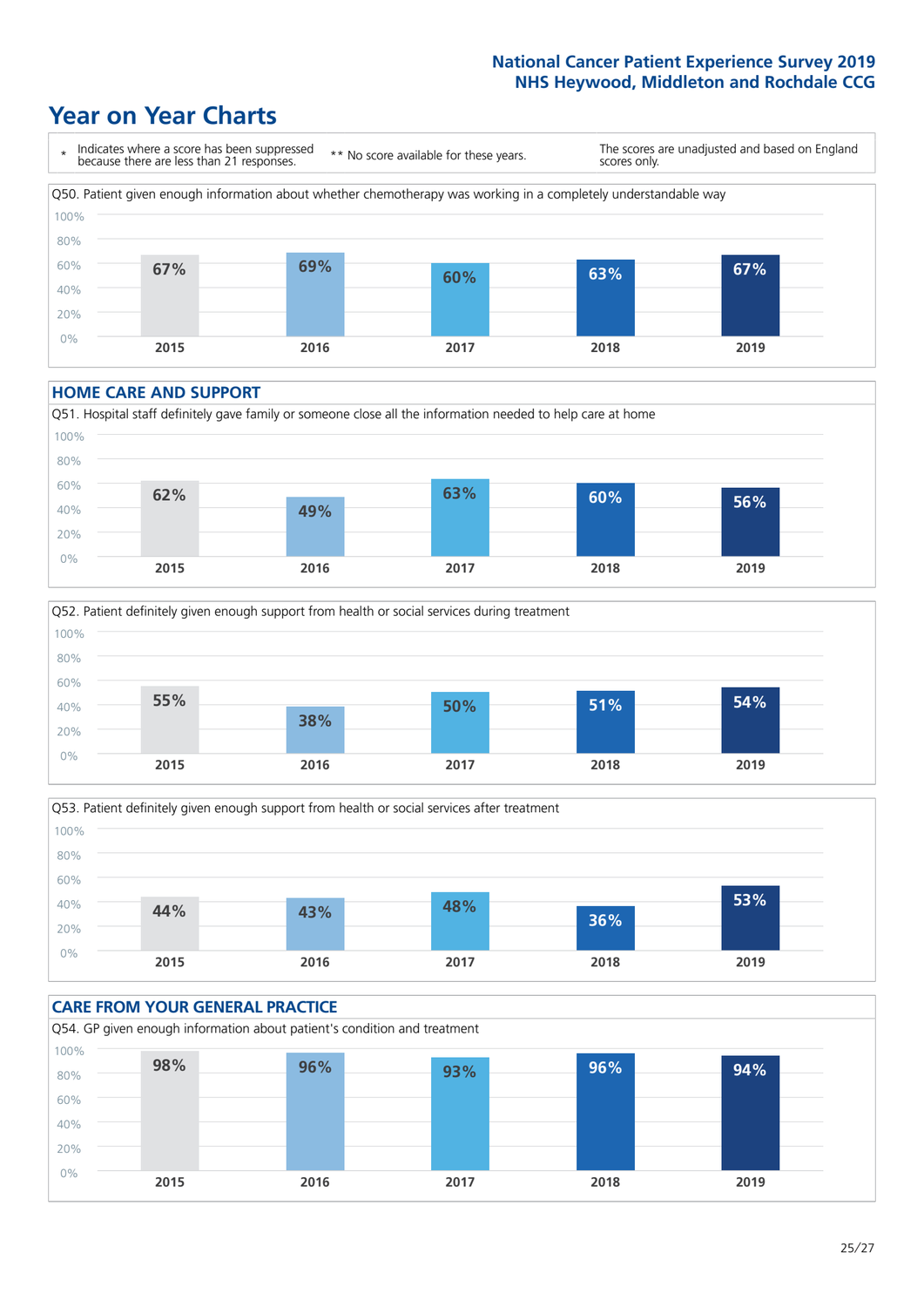# Year on Year Charts

\* Indicates where a score has been suppressed because there are less than 21 responses.

\*\* No score available for these years.

The scores are unadjusted and based on England scores only.

Q50. Patient given enough information about whether chemotherapy was working in a completely understandable way

| 2015 | 2016 | 2017 | 2018 | 2019 |
|---|---|---|---|---|
| 67% | 69% | 60% | 63% | 67% |

## HOME CARE AND SUPPORT

Q51. Hospital staff definitely gave family or someone close all the information needed to help care at home

| 2015 | 2016 | 2017 | 2018 | 2019 |
|---|---|---|---|---|
| 62% | 49% | 63% | 60% | 56% |

Q52. Patient definitely given enough support from health or social services during treatment

| 2015 | 2016 | 2017 | 2018 | 2019 |
|---|---|---|---|---|
| 55% | 38% | 50% | 51% | 54% |

Q53. Patient definitely given enough support from health or social services after treatment

| 2015 | 2016 | 2017 | 2018 | 2019 |
|---|---|---|---|---|
| 44% | 43% | 48% | 36% | 53% |

## CARE FROM YOUR GENERAL PRACTICE

Q54. GP given enough information about patient's condition and treatment

| 2015 | 2016 | 2017 | 2018 | 2019 |
|---|---|---|---|---|
| 98% | 96% | 93% | 96% | 94% |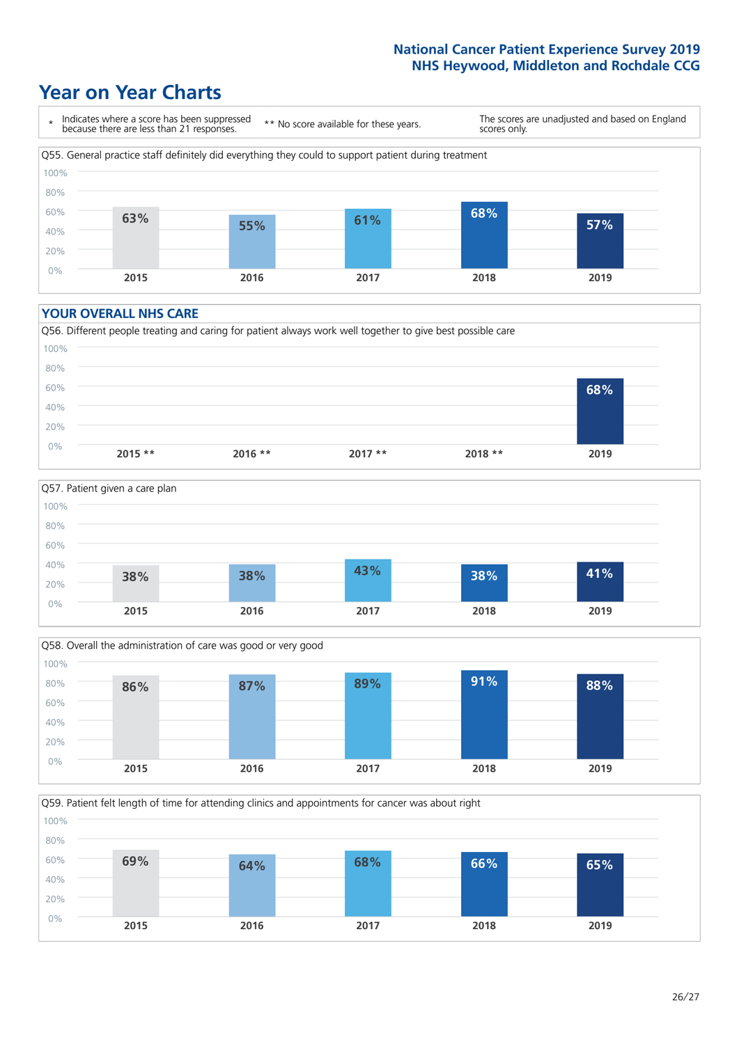National Cancer Patient Experience Survey 2019
NHS Heywood, Middleton and Rochdale CCG

# Year on Year Charts

\* Indicates where a score has been suppressed because there are less than 21 responses.

** No score available for these years.

The scores are unadjusted and based on England scores only.

Q55. General practice staff definitely did everything they could to support patient during treatment

| 2015 | 2016 | 2017 | 2018 | 2019 |
|---|---|---|---|---|
| 63% | 55% | 61% | 68% | 57% |

## YOUR OVERALL NHS CARE

Q56. Different people treating and caring for patient always work well together to give best possible care

| 2015 ** | 2016 ** | 2017 ** | 2018 ** | 2019 |
|---|---|---|---|---|
| | | | | 68% |

Q57. Patient given a care plan

| 2015 | 2016 | 2017 | 2018 | 2019 |
|---|---|---|---|---|
| 38% | 38% | 43% | 38% | 41% |

Q58. Overall the administration of care was good or very good

| 2015 | 2016 | 2017 | 2018 | 2019 |
|---|---|---|---|---|
| 86% | 87% | 89% | 91% | 88% |

Q59. Patient felt length of time for attending clinics and appointments for cancer was about right

| 2015 | 2016 | 2017 | 2018 | 2019 |
|---|---|---|---|---|
| 69% | 64% | 68% | 66% | 65% |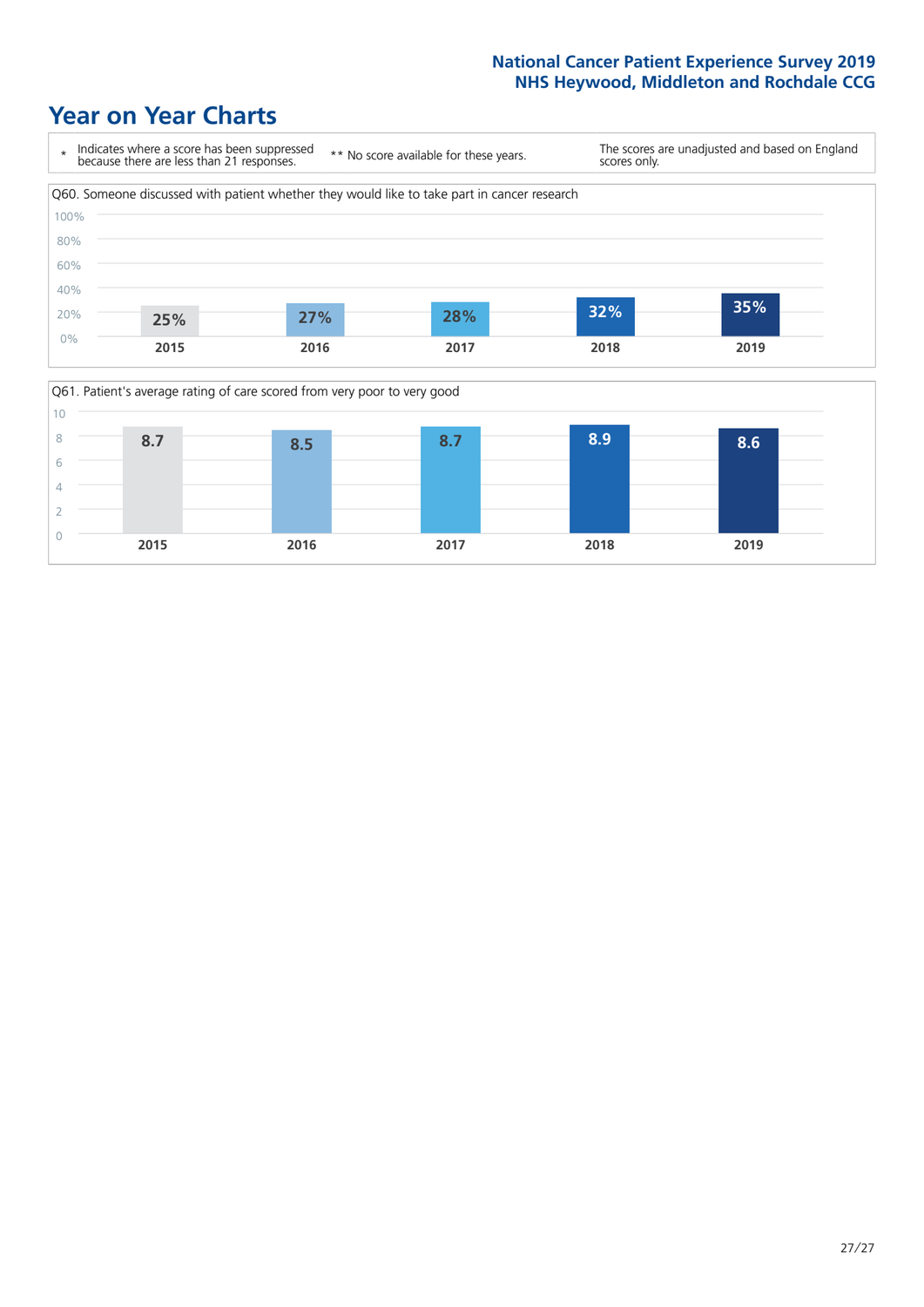# Year on Year Charts

\* Indicates where a score has been suppressed because there are less than 21 responses.

\*\* No score available for these years.

The scores are unadjusted and based on England scores only.

Q60. Someone discussed with patient whether they would like to take part in cancer research

100%
80%
60%
40%
20%
0%

25% 2015
27% 2016
28% 2017
32% 2018
35% 2019

Q61. Patient's average rating of care scored from very poor to very good

10
8
6
4
2
0

8.7 2015
8.5 2016
8.7 2017
8.9 2018
8.6 2019